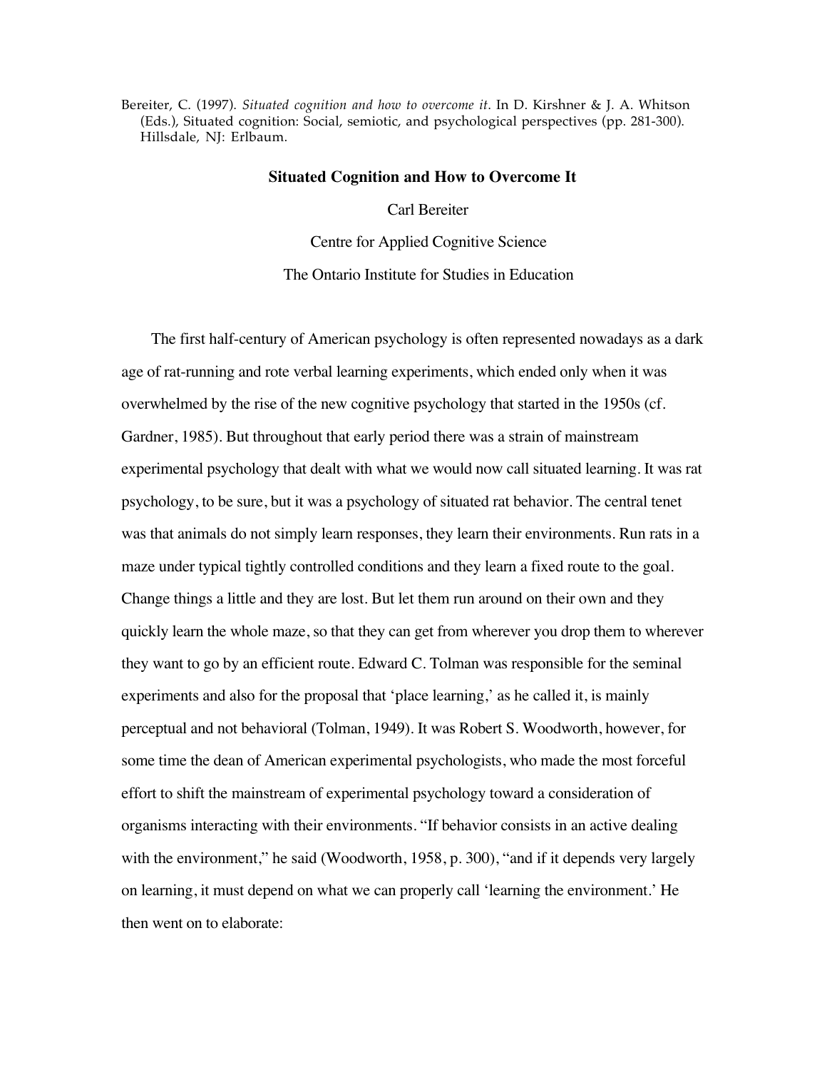Bereiter, C. (1997). *Situated cognition and how to overcome it*. In D. Kirshner & J. A. Whitson (Eds.), Situated cognition: Social, semiotic, and psychological perspectives (pp. 281-300). Hillsdale, NJ: Erlbaum.

# Situated Cognition and How to Overcome It

Carl Bereiter

Centre for Applied Cognitive Science

The Ontario Institute for Studies in Education

The first half-century of American psychology is often represented nowadays as a dark age of rat-running and rote verbal learning experiments, which ended only when it was overwhelmed by the rise of the new cognitive psychology that started in the 1950s (cf. Gardner, 1985). But throughout that early period there was a strain of mainstream experimental psychology that dealt with what we would now call situated learning. It was rat psychology, to be sure, but it was a psychology of situated rat behavior. The central tenet was that animals do not simply learn responses, they learn their environments. Run rats in a maze under typical tightly controlled conditions and they learn a fixed route to the goal. Change things a little and they are lost. But let them run around on their own and they quickly learn the whole maze, so that they can get from wherever you drop them to wherever they want to go by an efficient route. Edward C. Tolman was responsible for the seminal experiments and also for the proposal that 'place learning,' as he called it, is mainly perceptual and not behavioral (Tolman, 1949). It was Robert S. Woodworth, however, for some time the dean of American experimental psychologists, who made the most forceful effort to shift the mainstream of experimental psychology toward a consideration of organisms interacting with their environments. "If behavior consists in an active dealing with the environment," he said (Woodworth, 1958, p. 300), "and if it depends very largely on learning, it must depend on what we can properly call 'learning the environment.' He then went on to elaborate: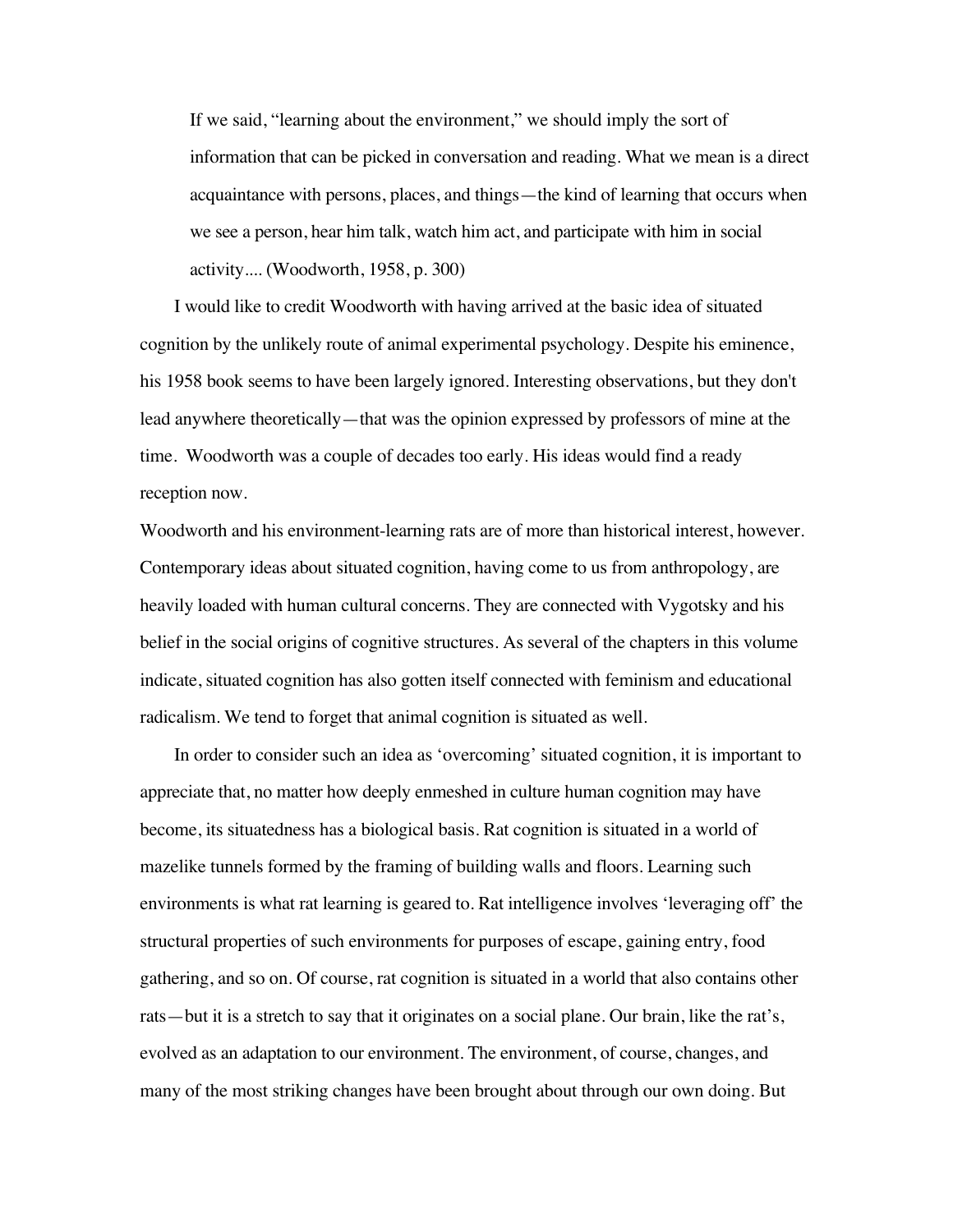> If we said, "learning about the environment," we should imply the sort of information that can be picked in conversation and reading. What we mean is a direct acquaintance with persons, places, and things—the kind of learning that occurs when we see a person, hear him talk, watch him act, and participate with him in social activity.... (Woodworth, 1958, p. 300)

I would like to credit Woodworth with having arrived at the basic idea of situated cognition by the unlikely route of animal experimental psychology. Despite his eminence, his 1958 book seems to have been largely ignored. Interesting observations, but they don't lead anywhere theoretically—that was the opinion expressed by professors of mine at the time. Woodworth was a couple of decades too early. His ideas would find a ready reception now.

Woodworth and his environment-learning rats are of more than historical interest, however. Contemporary ideas about situated cognition, having come to us from anthropology, are heavily loaded with human cultural concerns. They are connected with Vygotsky and his belief in the social origins of cognitive structures. As several of the chapters in this volume indicate, situated cognition has also gotten itself connected with feminism and educational radicalism. We tend to forget that animal cognition is situated as well.

In order to consider such an idea as 'overcoming' situated cognition, it is important to appreciate that, no matter how deeply enmeshed in culture human cognition may have become, its situatedness has a biological basis. Rat cognition is situated in a world of mazelike tunnels formed by the framing of building walls and floors. Learning such environments is what rat learning is geared to. Rat intelligence involves 'leveraging off' the structural properties of such environments for purposes of escape, gaining entry, food gathering, and so on. Of course, rat cognition is situated in a world that also contains other rats—but it is a stretch to say that it originates on a social plane. Our brain, like the rat's, evolved as an adaptation to our environment. The environment, of course, changes, and many of the most striking changes have been brought about through our own doing. But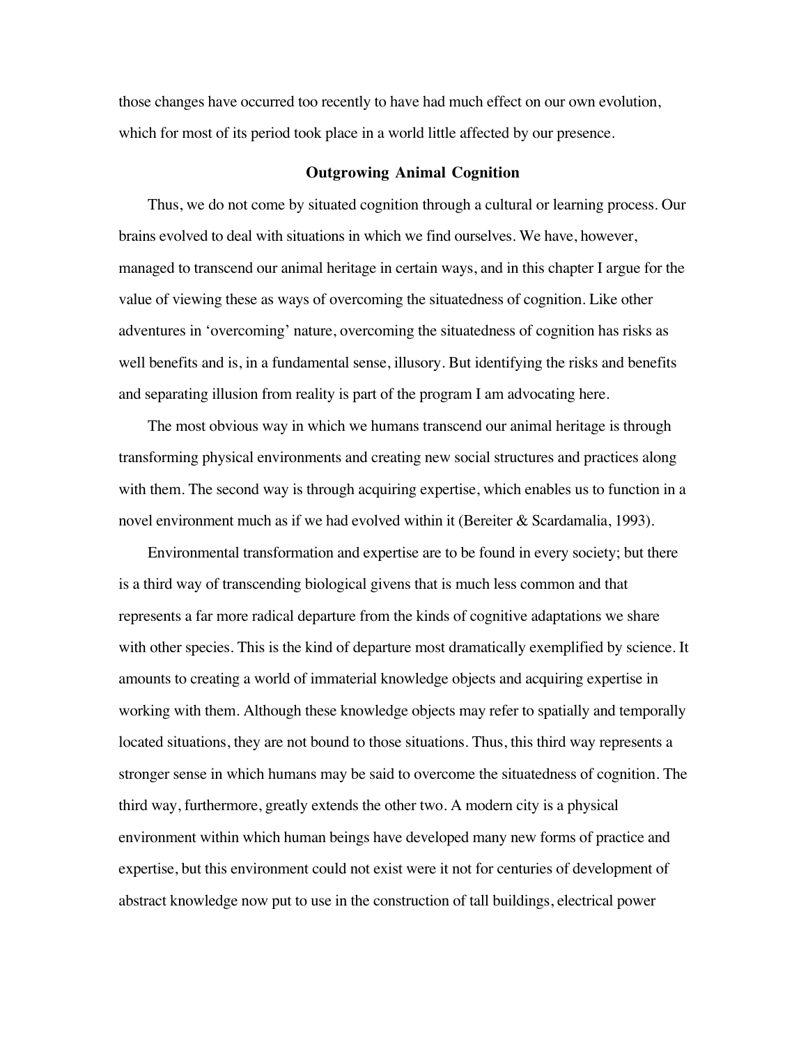those changes have occurred too recently to have had much effect on our own evolution, which for most of its period took place in a world little affected by our presence.

## Outgrowing Animal Cognition

Thus, we do not come by situated cognition through a cultural or learning process. Our brains evolved to deal with situations in which we find ourselves. We have, however, managed to transcend our animal heritage in certain ways, and in this chapter I argue for the value of viewing these as ways of overcoming the situatedness of cognition. Like other adventures in 'overcoming' nature, overcoming the situatedness of cognition has risks as well benefits and is, in a fundamental sense, illusory. But identifying the risks and benefits and separating illusion from reality is part of the program I am advocating here.

The most obvious way in which we humans transcend our animal heritage is through transforming physical environments and creating new social structures and practices along with them. The second way is through acquiring expertise, which enables us to function in a novel environment much as if we had evolved within it (Bereiter & Scardamalia, 1993).

Environmental transformation and expertise are to be found in every society; but there is a third way of transcending biological givens that is much less common and that represents a far more radical departure from the kinds of cognitive adaptations we share with other species. This is the kind of departure most dramatically exemplified by science. It amounts to creating a world of immaterial knowledge objects and acquiring expertise in working with them. Although these knowledge objects may refer to spatially and temporally located situations, they are not bound to those situations. Thus, this third way represents a stronger sense in which humans may be said to overcome the situatedness of cognition. The third way, furthermore, greatly extends the other two. A modern city is a physical environment within which human beings have developed many new forms of practice and expertise, but this environment could not exist were it not for centuries of development of abstract knowledge now put to use in the construction of tall buildings, electrical power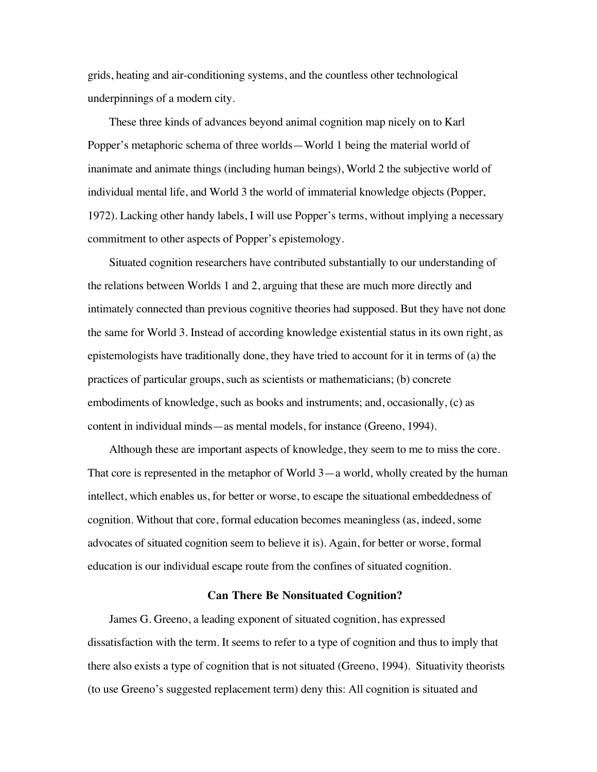grids, heating and air-conditioning systems, and the countless other technological underpinnings of a modern city.

These three kinds of advances beyond animal cognition map nicely on to Karl Popper's metaphoric schema of three worlds—World 1 being the material world of inanimate and animate things (including human beings), World 2 the subjective world of individual mental life, and World 3 the world of immaterial knowledge objects (Popper, 1972). Lacking other handy labels, I will use Popper's terms, without implying a necessary commitment to other aspects of Popper's epistemology.

Situated cognition researchers have contributed substantially to our understanding of the relations between Worlds 1 and 2, arguing that these are much more directly and intimately connected than previous cognitive theories had supposed. But they have not done the same for World 3. Instead of according knowledge existential status in its own right, as epistemologists have traditionally done, they have tried to account for it in terms of (a) the practices of particular groups, such as scientists or mathematicians; (b) concrete embodiments of knowledge, such as books and instruments; and, occasionally, (c) as content in individual minds—as mental models, for instance (Greeno, 1994).

Although these are important aspects of knowledge, they seem to me to miss the core. That core is represented in the metaphor of World 3—a world, wholly created by the human intellect, which enables us, for better or worse, to escape the situational embeddedness of cognition. Without that core, formal education becomes meaningless (as, indeed, some advocates of situated cognition seem to believe it is). Again, for better or worse, formal education is our individual escape route from the confines of situated cognition.

## Can There Be Nonsituated Cognition?

James G. Greeno, a leading exponent of situated cognition, has expressed dissatisfaction with the term. It seems to refer to a type of cognition and thus to imply that there also exists a type of cognition that is not situated (Greeno, 1994). Situativity theorists (to use Greeno's suggested replacement term) deny this: All cognition is situated and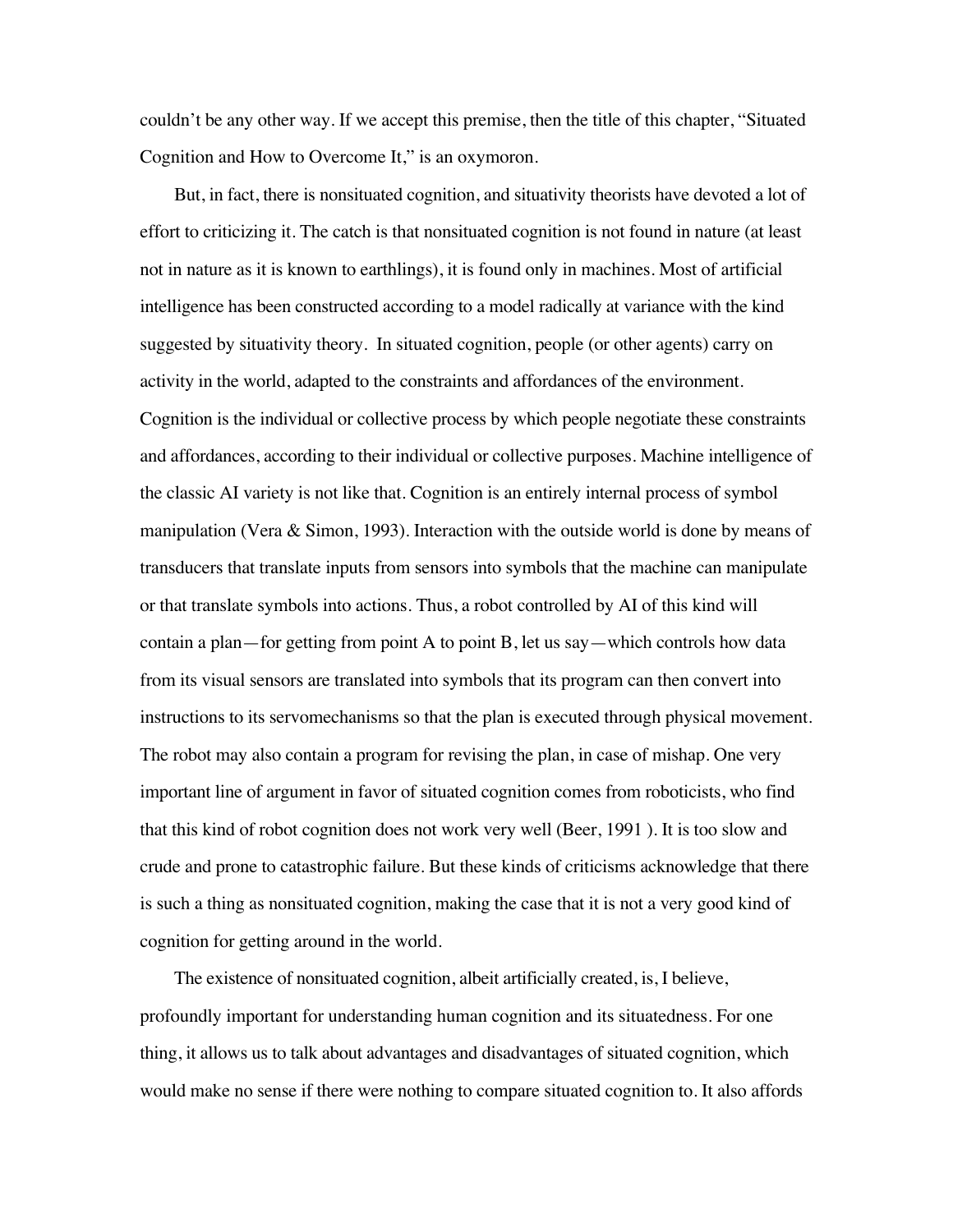couldn't be any other way. If we accept this premise, then the title of this chapter, "Situated Cognition and How to Overcome It," is an oxymoron.

But, in fact, there is nonsituated cognition, and situativity theorists have devoted a lot of effort to criticizing it. The catch is that nonsituated cognition is not found in nature (at least not in nature as it is known to earthlings), it is found only in machines. Most of artificial intelligence has been constructed according to a model radically at variance with the kind suggested by situativity theory. In situated cognition, people (or other agents) carry on activity in the world, adapted to the constraints and affordances of the environment. Cognition is the individual or collective process by which people negotiate these constraints and affordances, according to their individual or collective purposes. Machine intelligence of the classic AI variety is not like that. Cognition is an entirely internal process of symbol manipulation (Vera & Simon, 1993). Interaction with the outside world is done by means of transducers that translate inputs from sensors into symbols that the machine can manipulate or that translate symbols into actions. Thus, a robot controlled by AI of this kind will contain a plan—for getting from point A to point B, let us say—which controls how data from its visual sensors are translated into symbols that its program can then convert into instructions to its servomechanisms so that the plan is executed through physical movement. The robot may also contain a program for revising the plan, in case of mishap. One very important line of argument in favor of situated cognition comes from roboticists, who find that this kind of robot cognition does not work very well (Beer, 1991 ). It is too slow and crude and prone to catastrophic failure. But these kinds of criticisms acknowledge that there is such a thing as nonsituated cognition, making the case that it is not a very good kind of cognition for getting around in the world.

The existence of nonsituated cognition, albeit artificially created, is, I believe, profoundly important for understanding human cognition and its situatedness. For one thing, it allows us to talk about advantages and disadvantages of situated cognition, which would make no sense if there were nothing to compare situated cognition to. It also affords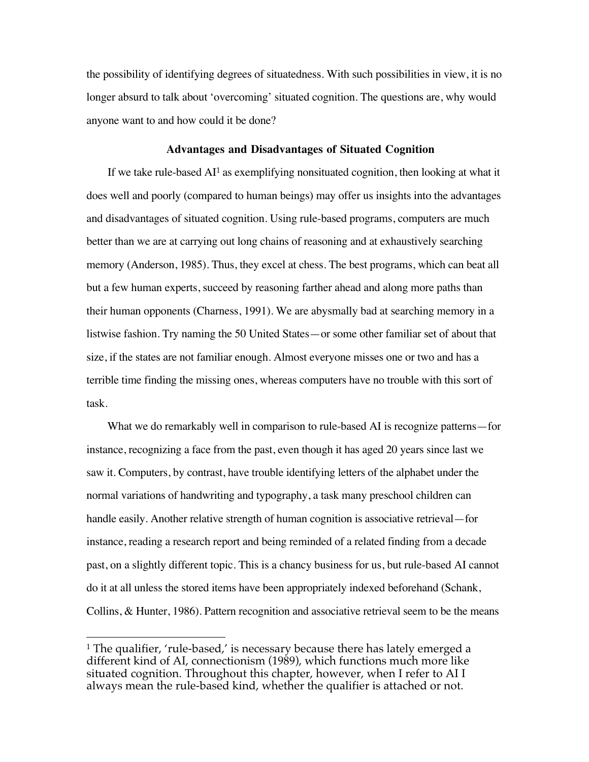the possibility of identifying degrees of situatedness. With such possibilities in view, it is no longer absurd to talk about 'overcoming' situated cognition. The questions are, why would anyone want to and how could it be done?

### Advantages and Disadvantages of Situated Cognition

If we take rule-based AI[1] as exemplifying nonsituated cognition, then looking at what it does well and poorly (compared to human beings) may offer us insights into the advantages and disadvantages of situated cognition. Using rule-based programs, computers are much better than we are at carrying out long chains of reasoning and at exhaustively searching memory (Anderson, 1985). Thus, they excel at chess. The best programs, which can beat all but a few human experts, succeed by reasoning farther ahead and along more paths than their human opponents (Charness, 1991). We are abysmally bad at searching memory in a listwise fashion. Try naming the 50 United States—or some other familiar set of about that size, if the states are not familiar enough. Almost everyone misses one or two and has a terrible time finding the missing ones, whereas computers have no trouble with this sort of task.

What we do remarkably well in comparison to rule-based AI is recognize patterns—for instance, recognizing a face from the past, even though it has aged 20 years since last we saw it. Computers, by contrast, have trouble identifying letters of the alphabet under the normal variations of handwriting and typography, a task many preschool children can handle easily. Another relative strength of human cognition is associative retrieval—for instance, reading a research report and being reminded of a related finding from a decade past, on a slightly different topic. This is a chancy business for us, but rule-based AI cannot do it at all unless the stored items have been appropriately indexed beforehand (Schank, Collins, & Hunter, 1986). Pattern recognition and associative retrieval seem to be the means

[1] The qualifier, 'rule-based,' is necessary because there has lately emerged a different kind of AI, connectionism (1989), which functions much more like situated cognition. Throughout this chapter, however, when I refer to AI I always mean the rule-based kind, whether the qualifier is attached or not.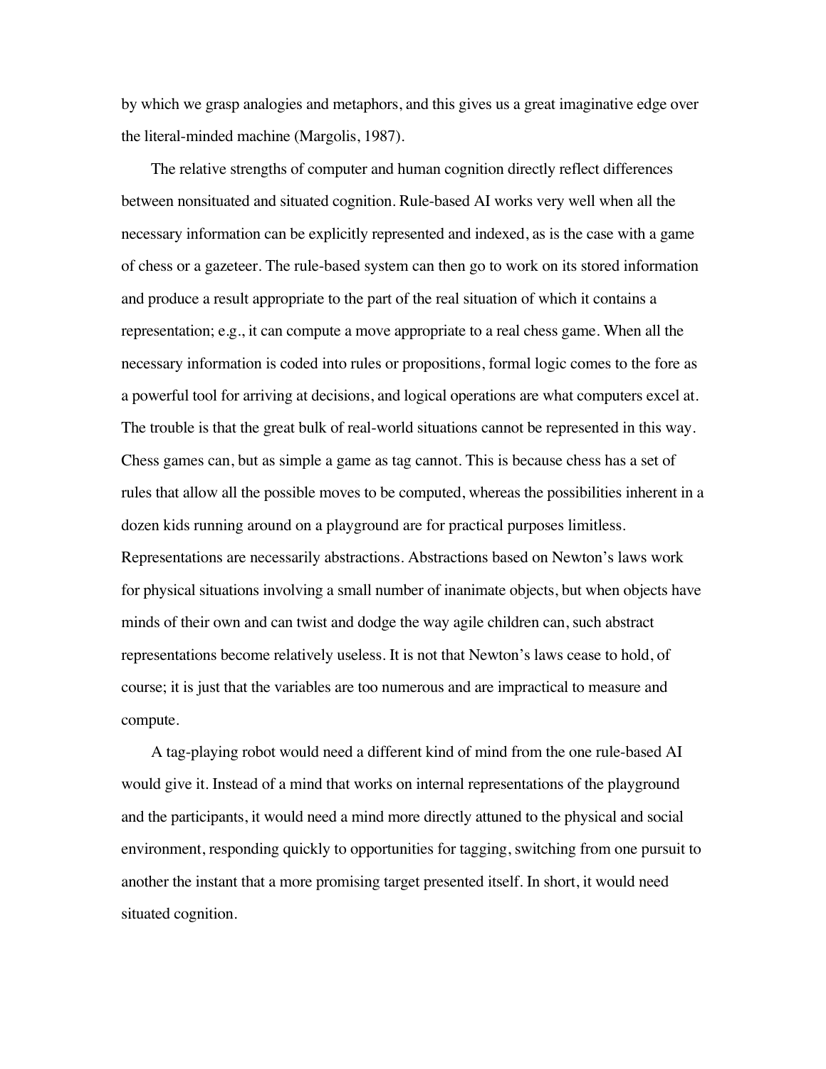by which we grasp analogies and metaphors, and this gives us a great imaginative edge over the literal-minded machine (Margolis, 1987).

The relative strengths of computer and human cognition directly reflect differences between nonsituated and situated cognition. Rule-based AI works very well when all the necessary information can be explicitly represented and indexed, as is the case with a game of chess or a gazeteer. The rule-based system can then go to work on its stored information and produce a result appropriate to the part of the real situation of which it contains a representation; e.g., it can compute a move appropriate to a real chess game. When all the necessary information is coded into rules or propositions, formal logic comes to the fore as a powerful tool for arriving at decisions, and logical operations are what computers excel at. The trouble is that the great bulk of real-world situations cannot be represented in this way. Chess games can, but as simple a game as tag cannot. This is because chess has a set of rules that allow all the possible moves to be computed, whereas the possibilities inherent in a dozen kids running around on a playground are for practical purposes limitless. Representations are necessarily abstractions. Abstractions based on Newton's laws work for physical situations involving a small number of inanimate objects, but when objects have minds of their own and can twist and dodge the way agile children can, such abstract representations become relatively useless. It is not that Newton's laws cease to hold, of course; it is just that the variables are too numerous and are impractical to measure and compute.

A tag-playing robot would need a different kind of mind from the one rule-based AI would give it. Instead of a mind that works on internal representations of the playground and the participants, it would need a mind more directly attuned to the physical and social environment, responding quickly to opportunities for tagging, switching from one pursuit to another the instant that a more promising target presented itself. In short, it would need situated cognition.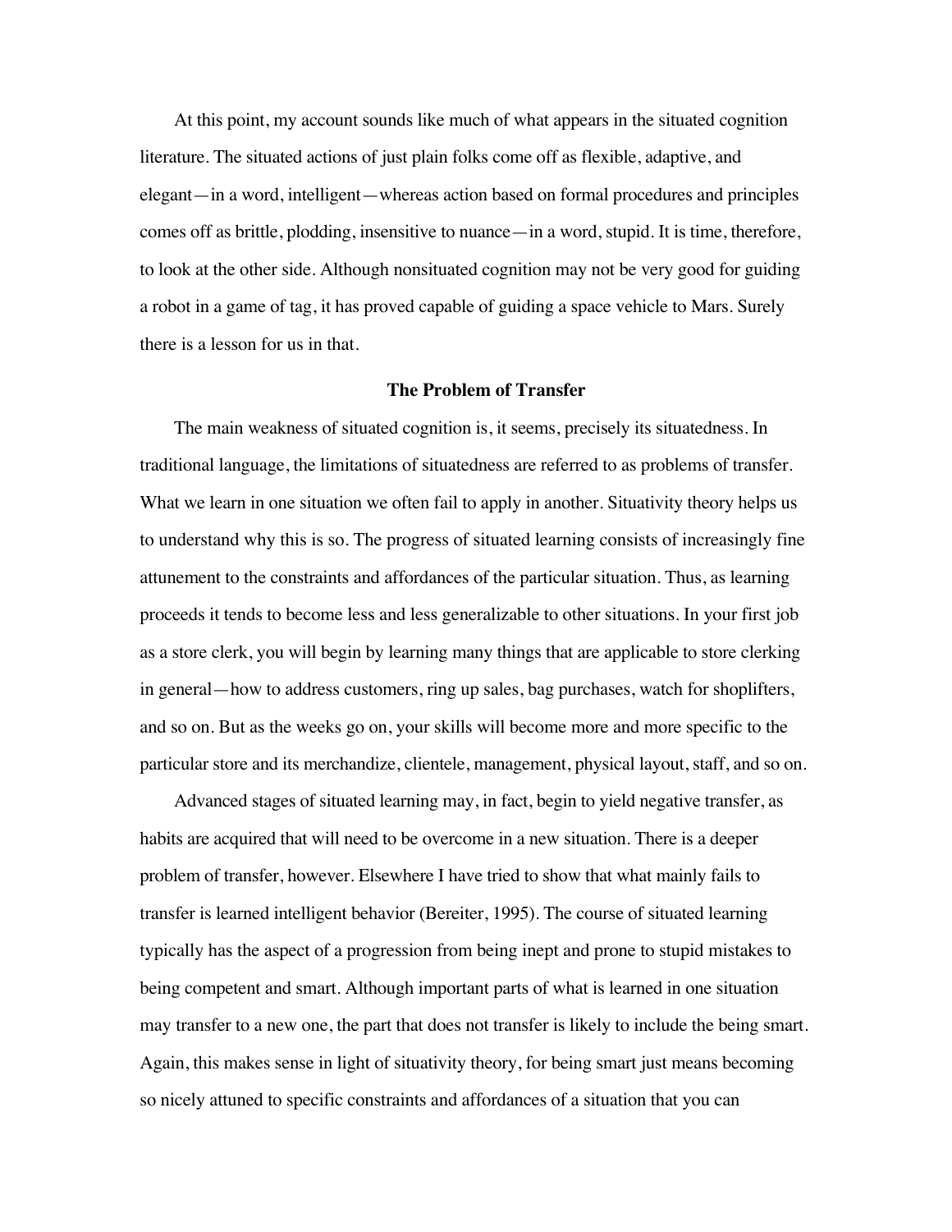At this point, my account sounds like much of what appears in the situated cognition literature. The situated actions of just plain folks come off as flexible, adaptive, and elegant—in a word, intelligent—whereas action based on formal procedures and principles comes off as brittle, plodding, insensitive to nuance—in a word, stupid. It is time, therefore, to look at the other side. Although nonsituated cognition may not be very good for guiding a robot in a game of tag, it has proved capable of guiding a space vehicle to Mars. Surely there is a lesson for us in that.

## The Problem of Transfer

The main weakness of situated cognition is, it seems, precisely its situatedness. In traditional language, the limitations of situatedness are referred to as problems of transfer. What we learn in one situation we often fail to apply in another. Situativity theory helps us to understand why this is so. The progress of situated learning consists of increasingly fine attunement to the constraints and affordances of the particular situation. Thus, as learning proceeds it tends to become less and less generalizable to other situations. In your first job as a store clerk, you will begin by learning many things that are applicable to store clerking in general—how to address customers, ring up sales, bag purchases, watch for shoplifters, and so on. But as the weeks go on, your skills will become more and more specific to the particular store and its merchandize, clientele, management, physical layout, staff, and so on.

Advanced stages of situated learning may, in fact, begin to yield negative transfer, as habits are acquired that will need to be overcome in a new situation. There is a deeper problem of transfer, however. Elsewhere I have tried to show that what mainly fails to transfer is learned intelligent behavior (Bereiter, 1995). The course of situated learning typically has the aspect of a progression from being inept and prone to stupid mistakes to being competent and smart. Although important parts of what is learned in one situation may transfer to a new one, the part that does not transfer is likely to include the being smart. Again, this makes sense in light of situativity theory, for being smart just means becoming so nicely attuned to specific constraints and affordances of a situation that you can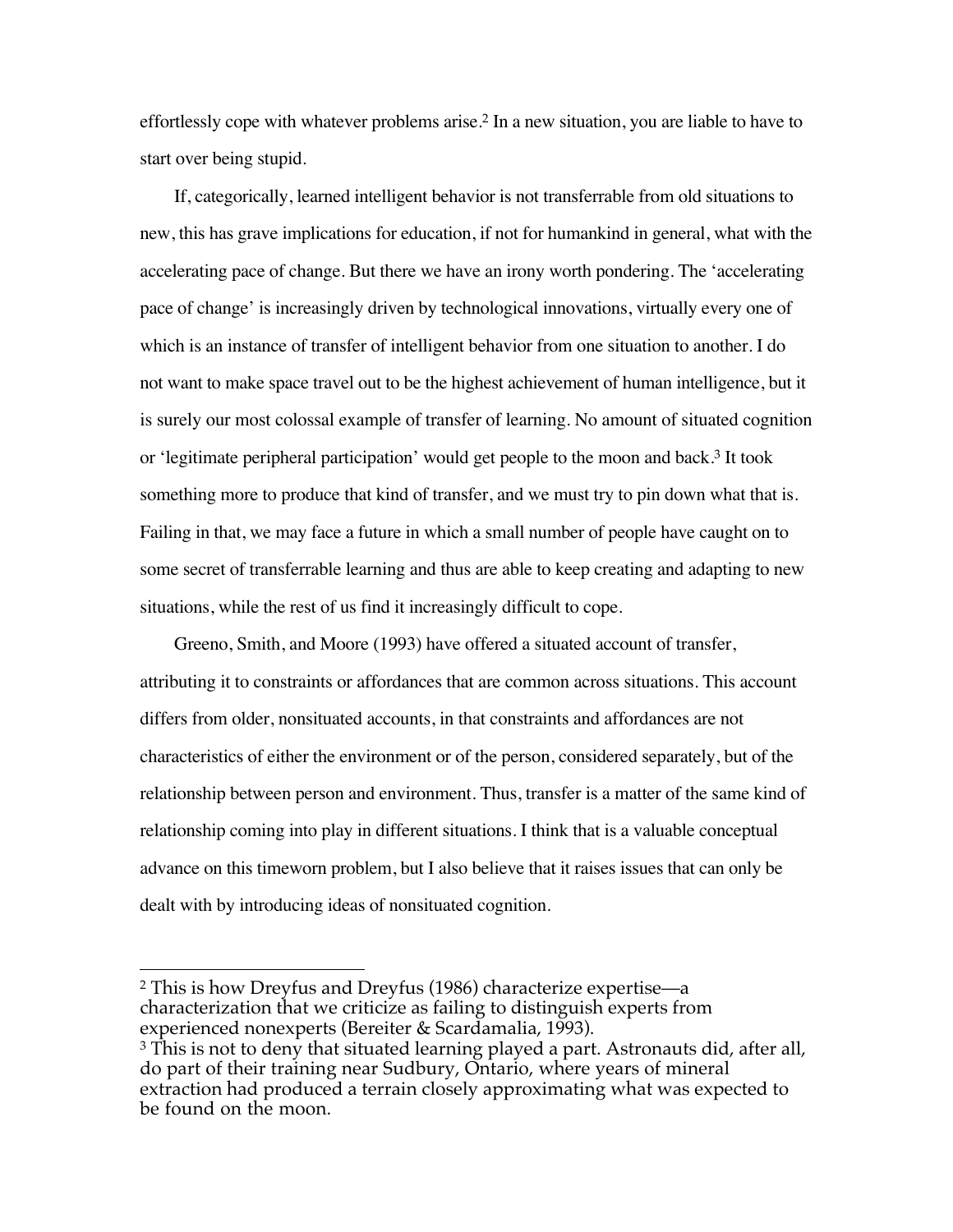effortlessly cope with whatever problems arise.[2] In a new situation, you are liable to have to start over being stupid.

If, categorically, learned intelligent behavior is not transferrable from old situations to new, this has grave implications for education, if not for humankind in general, what with the accelerating pace of change. But there we have an irony worth pondering. The 'accelerating pace of change' is increasingly driven by technological innovations, virtually every one of which is an instance of transfer of intelligent behavior from one situation to another. I do not want to make space travel out to be the highest achievement of human intelligence, but it is surely our most colossal example of transfer of learning. No amount of situated cognition or 'legitimate peripheral participation' would get people to the moon and back.[3] It took something more to produce that kind of transfer, and we must try to pin down what that is. Failing in that, we may face a future in which a small number of people have caught on to some secret of transferrable learning and thus are able to keep creating and adapting to new situations, while the rest of us find it increasingly difficult to cope.

Greeno, Smith, and Moore (1993) have offered a situated account of transfer, attributing it to constraints or affordances that are common across situations. This account differs from older, nonsituated accounts, in that constraints and affordances are not characteristics of either the environment or of the person, considered separately, but of the relationship between person and environment. Thus, transfer is a matter of the same kind of relationship coming into play in different situations. I think that is a valuable conceptual advance on this timeworn problem, but I also believe that it raises issues that can only be dealt with by introducing ideas of nonsituated cognition.

---

[2] This is how Dreyfus and Dreyfus (1986) characterize expertise—a characterization that we criticize as failing to distinguish experts from experienced nonexperts (Bereiter & Scardamalia, 1993).

[3] This is not to deny that situated learning played a part. Astronauts did, after all, do part of their training near Sudbury, Ontario, where years of mineral extraction had produced a terrain closely approximating what was expected to be found on the moon.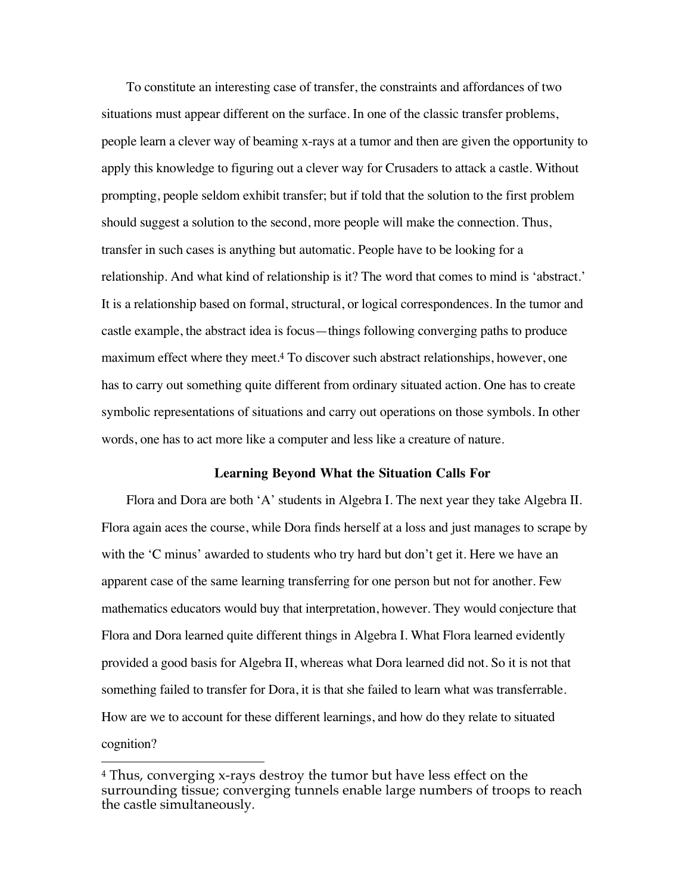To constitute an interesting case of transfer, the constraints and affordances of two situations must appear different on the surface. In one of the classic transfer problems, people learn a clever way of beaming x-rays at a tumor and then are given the opportunity to apply this knowledge to figuring out a clever way for Crusaders to attack a castle. Without prompting, people seldom exhibit transfer; but if told that the solution to the first problem should suggest a solution to the second, more people will make the connection. Thus, transfer in such cases is anything but automatic. People have to be looking for a relationship. And what kind of relationship is it? The word that comes to mind is 'abstract.' It is a relationship based on formal, structural, or logical correspondences. In the tumor and castle example, the abstract idea is focus—things following converging paths to produce maximum effect where they meet.[4] To discover such abstract relationships, however, one has to carry out something quite different from ordinary situated action. One has to create symbolic representations of situations and carry out operations on those symbols. In other words, one has to act more like a computer and less like a creature of nature.

### Learning Beyond What the Situation Calls For

Flora and Dora are both 'A' students in Algebra I. The next year they take Algebra II. Flora again aces the course, while Dora finds herself at a loss and just manages to scrape by with the 'C minus' awarded to students who try hard but don't get it. Here we have an apparent case of the same learning transferring for one person but not for another. Few mathematics educators would buy that interpretation, however. They would conjecture that Flora and Dora learned quite different things in Algebra I. What Flora learned evidently provided a good basis for Algebra II, whereas what Dora learned did not. So it is not that something failed to transfer for Dora, it is that she failed to learn what was transferrable. How are we to account for these different learnings, and how do they relate to situated cognition?

---

[4] Thus, converging x-rays destroy the tumor but have less effect on the surrounding tissue; converging tunnels enable large numbers of troops to reach the castle simultaneously.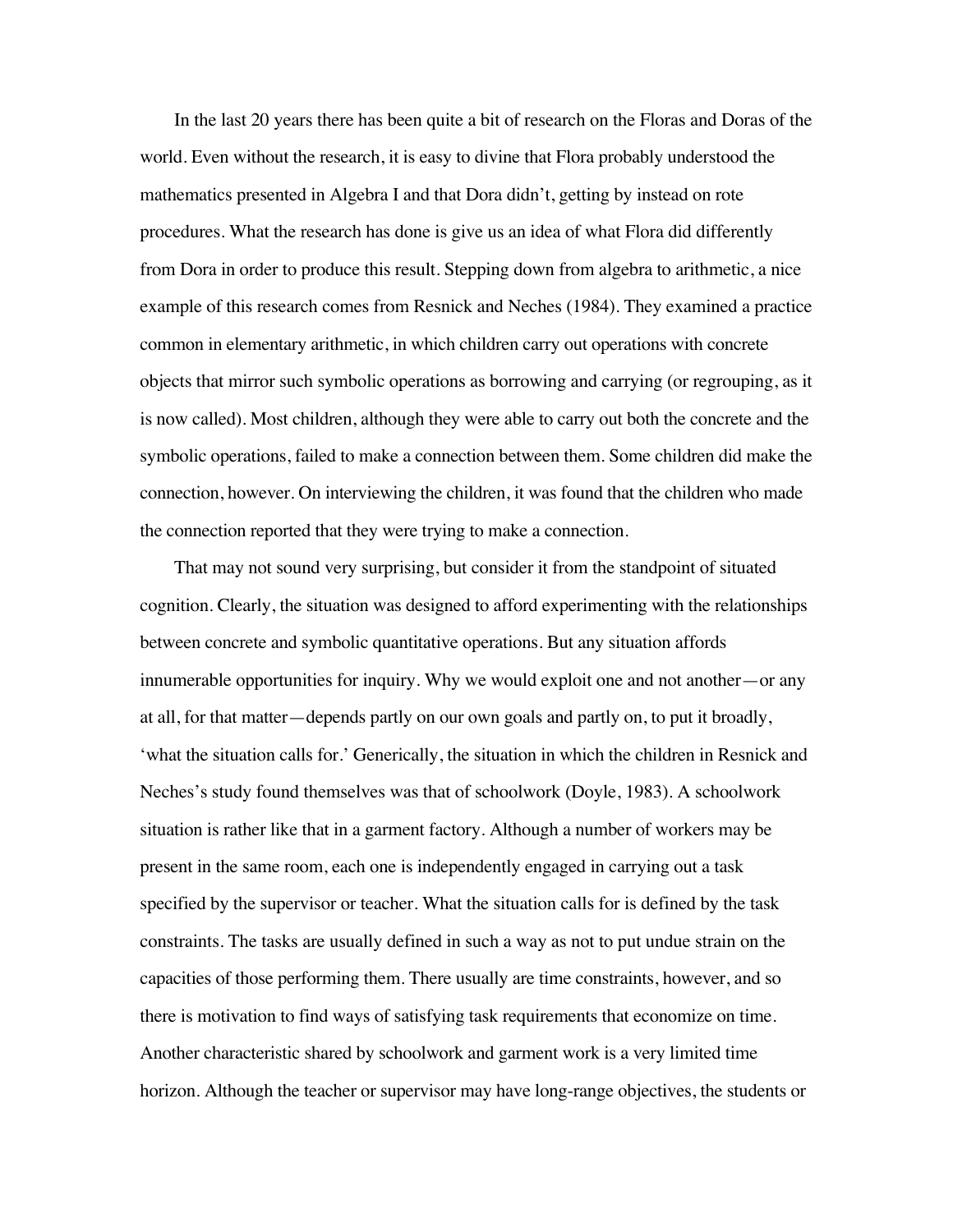In the last 20 years there has been quite a bit of research on the Floras and Doras of the world. Even without the research, it is easy to divine that Flora probably understood the mathematics presented in Algebra I and that Dora didn't, getting by instead on rote procedures. What the research has done is give us an idea of what Flora did differently from Dora in order to produce this result. Stepping down from algebra to arithmetic, a nice example of this research comes from Resnick and Neches (1984). They examined a practice common in elementary arithmetic, in which children carry out operations with concrete objects that mirror such symbolic operations as borrowing and carrying (or regrouping, as it is now called). Most children, although they were able to carry out both the concrete and the symbolic operations, failed to make a connection between them. Some children did make the connection, however. On interviewing the children, it was found that the children who made the connection reported that they were trying to make a connection.

That may not sound very surprising, but consider it from the standpoint of situated cognition. Clearly, the situation was designed to afford experimenting with the relationships between concrete and symbolic quantitative operations. But any situation affords innumerable opportunities for inquiry. Why we would exploit one and not another—or any at all, for that matter—depends partly on our own goals and partly on, to put it broadly, 'what the situation calls for.' Generically, the situation in which the children in Resnick and Neches's study found themselves was that of schoolwork (Doyle, 1983). A schoolwork situation is rather like that in a garment factory. Although a number of workers may be present in the same room, each one is independently engaged in carrying out a task specified by the supervisor or teacher. What the situation calls for is defined by the task constraints. The tasks are usually defined in such a way as not to put undue strain on the capacities of those performing them. There usually are time constraints, however, and so there is motivation to find ways of satisfying task requirements that economize on time. Another characteristic shared by schoolwork and garment work is a very limited time horizon. Although the teacher or supervisor may have long-range objectives, the students or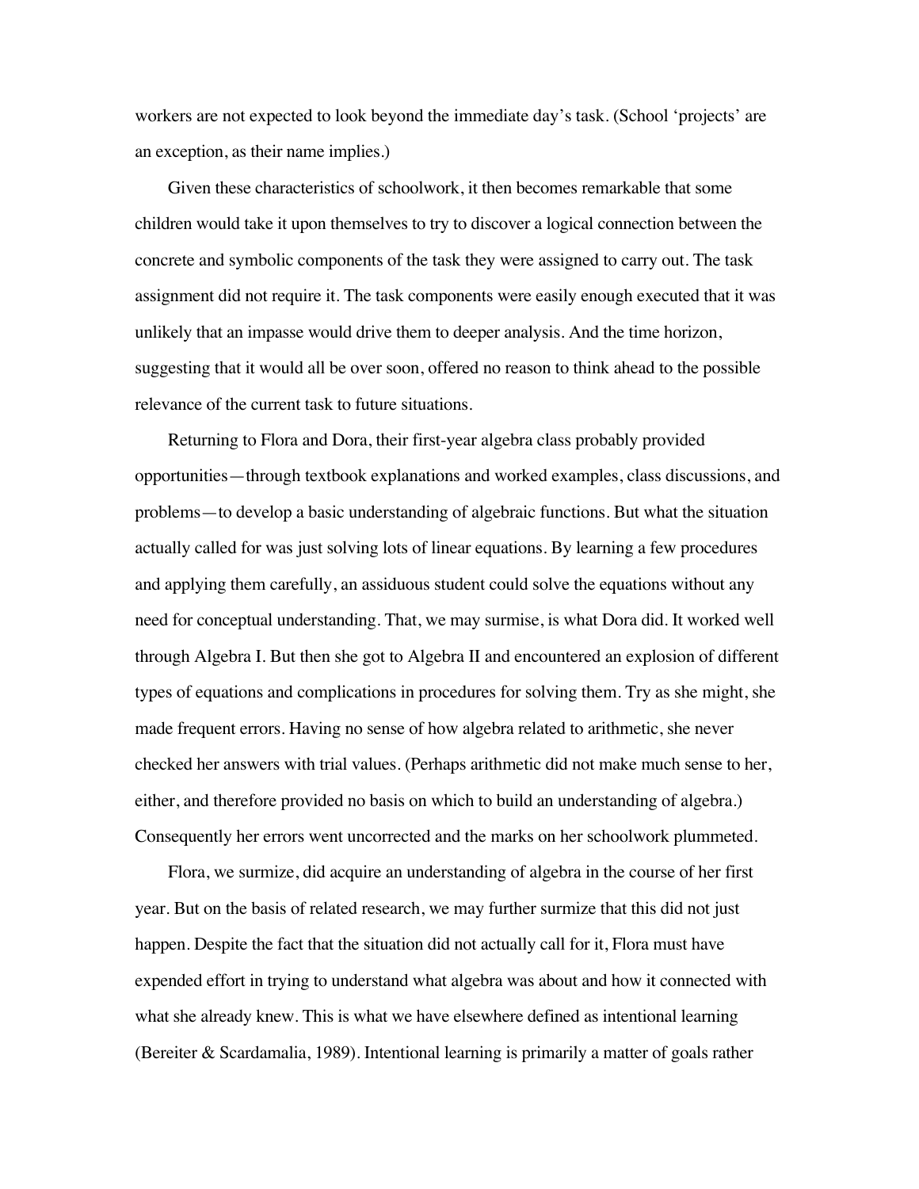workers are not expected to look beyond the immediate day's task. (School 'projects' are an exception, as their name implies.)

Given these characteristics of schoolwork, it then becomes remarkable that some children would take it upon themselves to try to discover a logical connection between the concrete and symbolic components of the task they were assigned to carry out. The task assignment did not require it. The task components were easily enough executed that it was unlikely that an impasse would drive them to deeper analysis. And the time horizon, suggesting that it would all be over soon, offered no reason to think ahead to the possible relevance of the current task to future situations.

Returning to Flora and Dora, their first-year algebra class probably provided opportunities—through textbook explanations and worked examples, class discussions, and problems—to develop a basic understanding of algebraic functions. But what the situation actually called for was just solving lots of linear equations. By learning a few procedures and applying them carefully, an assiduous student could solve the equations without any need for conceptual understanding. That, we may surmise, is what Dora did. It worked well through Algebra I. But then she got to Algebra II and encountered an explosion of different types of equations and complications in procedures for solving them. Try as she might, she made frequent errors. Having no sense of how algebra related to arithmetic, she never checked her answers with trial values. (Perhaps arithmetic did not make much sense to her, either, and therefore provided no basis on which to build an understanding of algebra.) Consequently her errors went uncorrected and the marks on her schoolwork plummeted.

Flora, we surmize, did acquire an understanding of algebra in the course of her first year. But on the basis of related research, we may further surmize that this did not just happen. Despite the fact that the situation did not actually call for it, Flora must have expended effort in trying to understand what algebra was about and how it connected with what she already knew. This is what we have elsewhere defined as intentional learning (Bereiter & Scardamalia, 1989). Intentional learning is primarily a matter of goals rather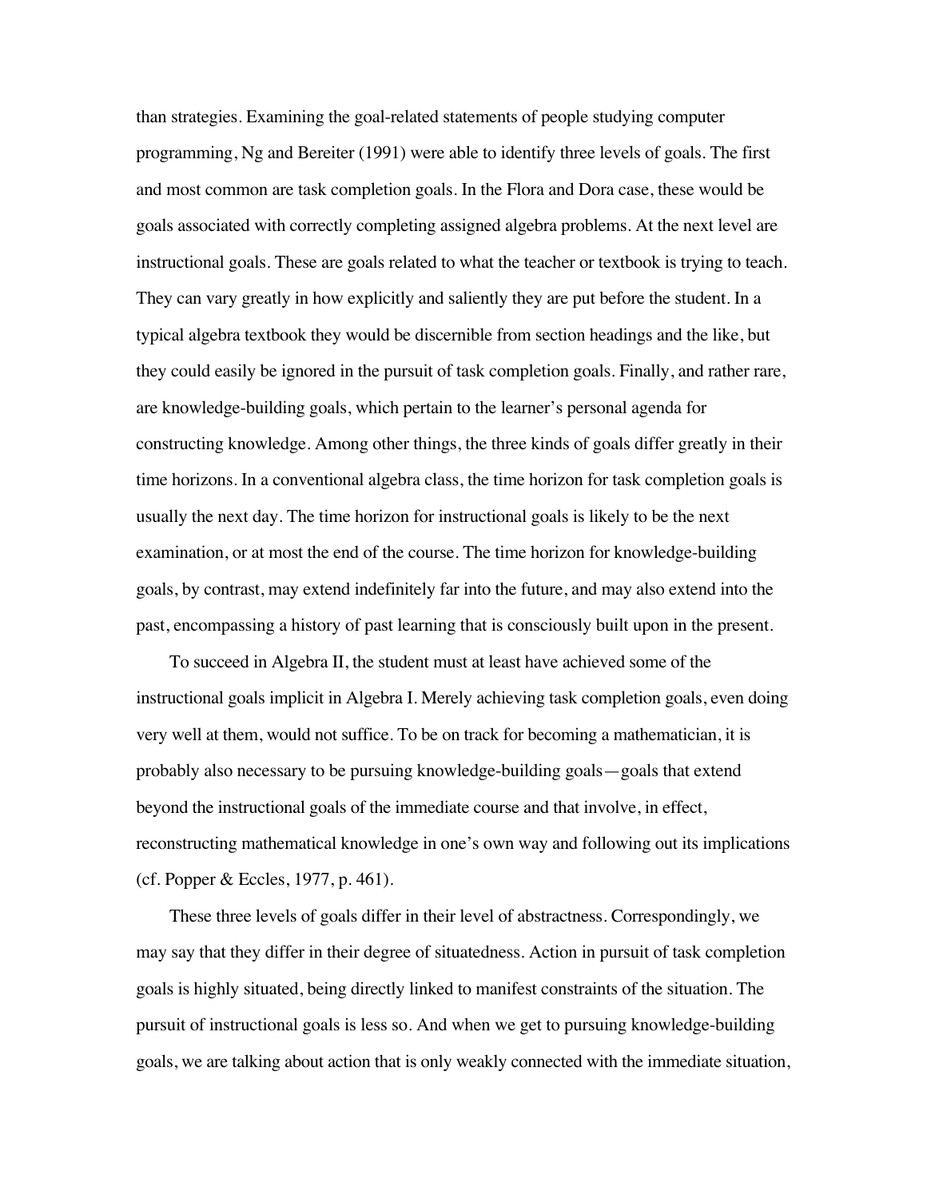than strategies. Examining the goal-related statements of people studying computer programming, Ng and Bereiter (1991) were able to identify three levels of goals. The first and most common are task completion goals. In the Flora and Dora case, these would be goals associated with correctly completing assigned algebra problems. At the next level are instructional goals. These are goals related to what the teacher or textbook is trying to teach. They can vary greatly in how explicitly and saliently they are put before the student. In a typical algebra textbook they would be discernible from section headings and the like, but they could easily be ignored in the pursuit of task completion goals. Finally, and rather rare, are knowledge-building goals, which pertain to the learner's personal agenda for constructing knowledge. Among other things, the three kinds of goals differ greatly in their time horizons. In a conventional algebra class, the time horizon for task completion goals is usually the next day. The time horizon for instructional goals is likely to be the next examination, or at most the end of the course. The time horizon for knowledge-building goals, by contrast, may extend indefinitely far into the future, and may also extend into the past, encompassing a history of past learning that is consciously built upon in the present.

To succeed in Algebra II, the student must at least have achieved some of the instructional goals implicit in Algebra I. Merely achieving task completion goals, even doing very well at them, would not suffice. To be on track for becoming a mathematician, it is probably also necessary to be pursuing knowledge-building goals—goals that extend beyond the instructional goals of the immediate course and that involve, in effect, reconstructing mathematical knowledge in one's own way and following out its implications (cf. Popper & Eccles, 1977, p. 461).

These three levels of goals differ in their level of abstractness. Correspondingly, we may say that they differ in their degree of situatedness. Action in pursuit of task completion goals is highly situated, being directly linked to manifest constraints of the situation. The pursuit of instructional goals is less so. And when we get to pursuing knowledge-building goals, we are talking about action that is only weakly connected with the immediate situation,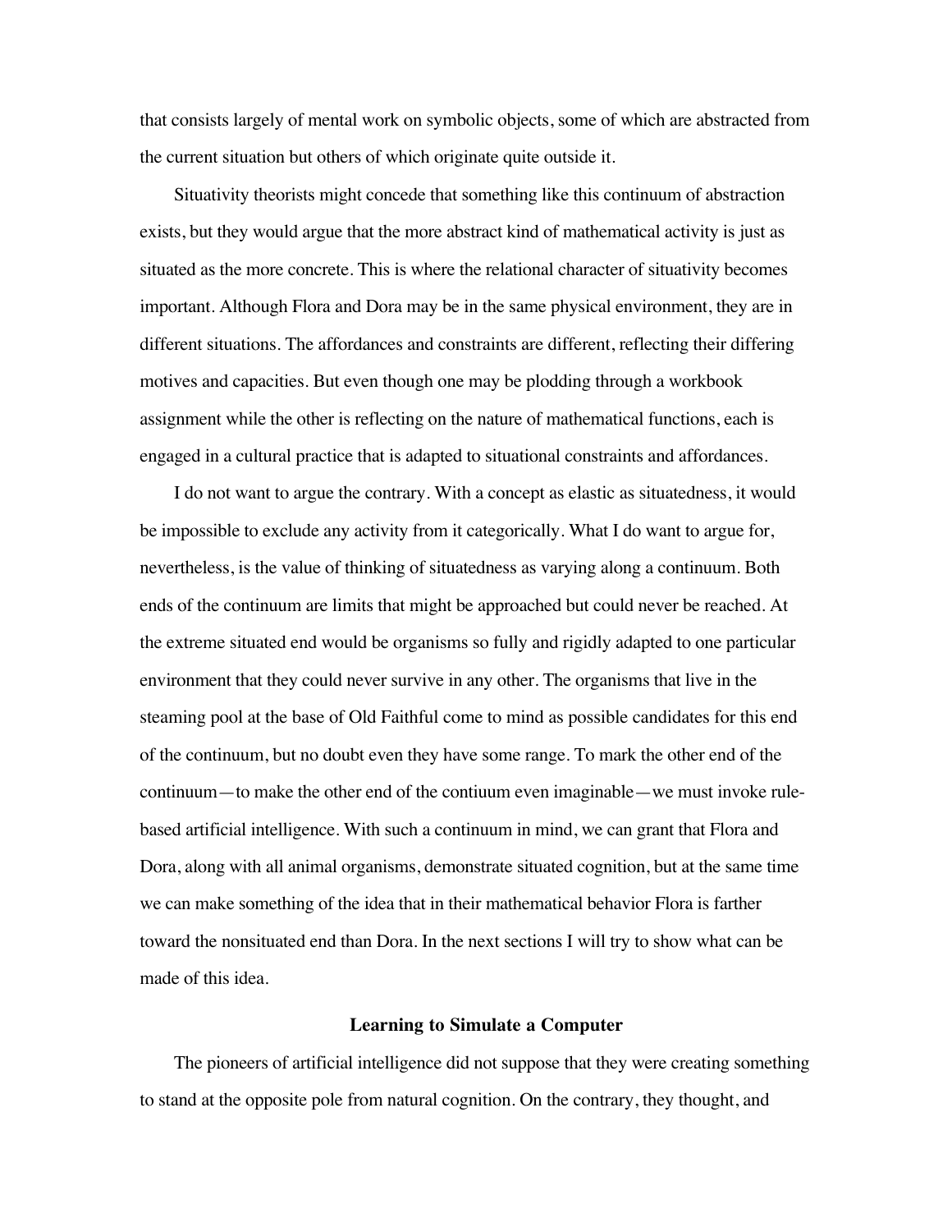that consists largely of mental work on symbolic objects, some of which are abstracted from the current situation but others of which originate quite outside it.

Situativity theorists might concede that something like this continuum of abstraction exists, but they would argue that the more abstract kind of mathematical activity is just as situated as the more concrete. This is where the relational character of situativity becomes important. Although Flora and Dora may be in the same physical environment, they are in different situations. The affordances and constraints are different, reflecting their differing motives and capacities. But even though one may be plodding through a workbook assignment while the other is reflecting on the nature of mathematical functions, each is engaged in a cultural practice that is adapted to situational constraints and affordances.

I do not want to argue the contrary. With a concept as elastic as situatedness, it would be impossible to exclude any activity from it categorically. What I do want to argue for, nevertheless, is the value of thinking of situatedness as varying along a continuum. Both ends of the continuum are limits that might be approached but could never be reached. At the extreme situated end would be organisms so fully and rigidly adapted to one particular environment that they could never survive in any other. The organisms that live in the steaming pool at the base of Old Faithful come to mind as possible candidates for this end of the continuum, but no doubt even they have some range. To mark the other end of the continuum—to make the other end of the contiuum even imaginable—we must invoke rule-based artificial intelligence. With such a continuum in mind, we can grant that Flora and Dora, along with all animal organisms, demonstrate situated cognition, but at the same time we can make something of the idea that in their mathematical behavior Flora is farther toward the nonsituated end than Dora. In the next sections I will try to show what can be made of this idea.

## Learning to Simulate a Computer

The pioneers of artificial intelligence did not suppose that they were creating something to stand at the opposite pole from natural cognition. On the contrary, they thought, and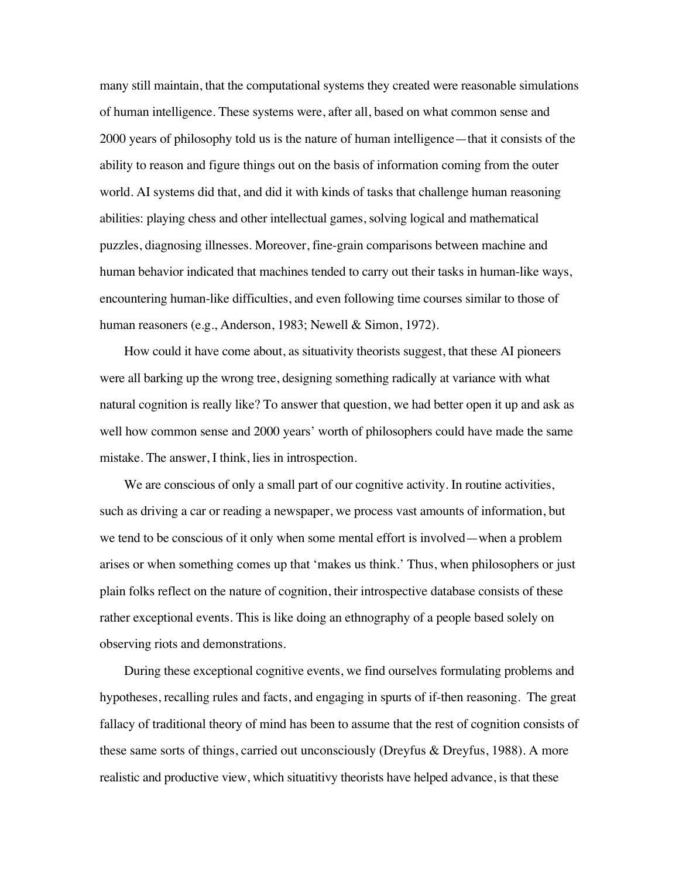many still maintain, that the computational systems they created were reasonable simulations of human intelligence. These systems were, after all, based on what common sense and 2000 years of philosophy told us is the nature of human intelligence—that it consists of the ability to reason and figure things out on the basis of information coming from the outer world. AI systems did that, and did it with kinds of tasks that challenge human reasoning abilities: playing chess and other intellectual games, solving logical and mathematical puzzles, diagnosing illnesses. Moreover, fine-grain comparisons between machine and human behavior indicated that machines tended to carry out their tasks in human-like ways, encountering human-like difficulties, and even following time courses similar to those of human reasoners (e.g., Anderson, 1983; Newell & Simon, 1972).

How could it have come about, as situativity theorists suggest, that these AI pioneers were all barking up the wrong tree, designing something radically at variance with what natural cognition is really like? To answer that question, we had better open it up and ask as well how common sense and 2000 years' worth of philosophers could have made the same mistake. The answer, I think, lies in introspection.

We are conscious of only a small part of our cognitive activity. In routine activities, such as driving a car or reading a newspaper, we process vast amounts of information, but we tend to be conscious of it only when some mental effort is involved—when a problem arises or when something comes up that 'makes us think.' Thus, when philosophers or just plain folks reflect on the nature of cognition, their introspective database consists of these rather exceptional events. This is like doing an ethnography of a people based solely on observing riots and demonstrations.

During these exceptional cognitive events, we find ourselves formulating problems and hypotheses, recalling rules and facts, and engaging in spurts of if-then reasoning. The great fallacy of traditional theory of mind has been to assume that the rest of cognition consists of these same sorts of things, carried out unconsciously (Dreyfus & Dreyfus, 1988). A more realistic and productive view, which situatitivy theorists have helped advance, is that these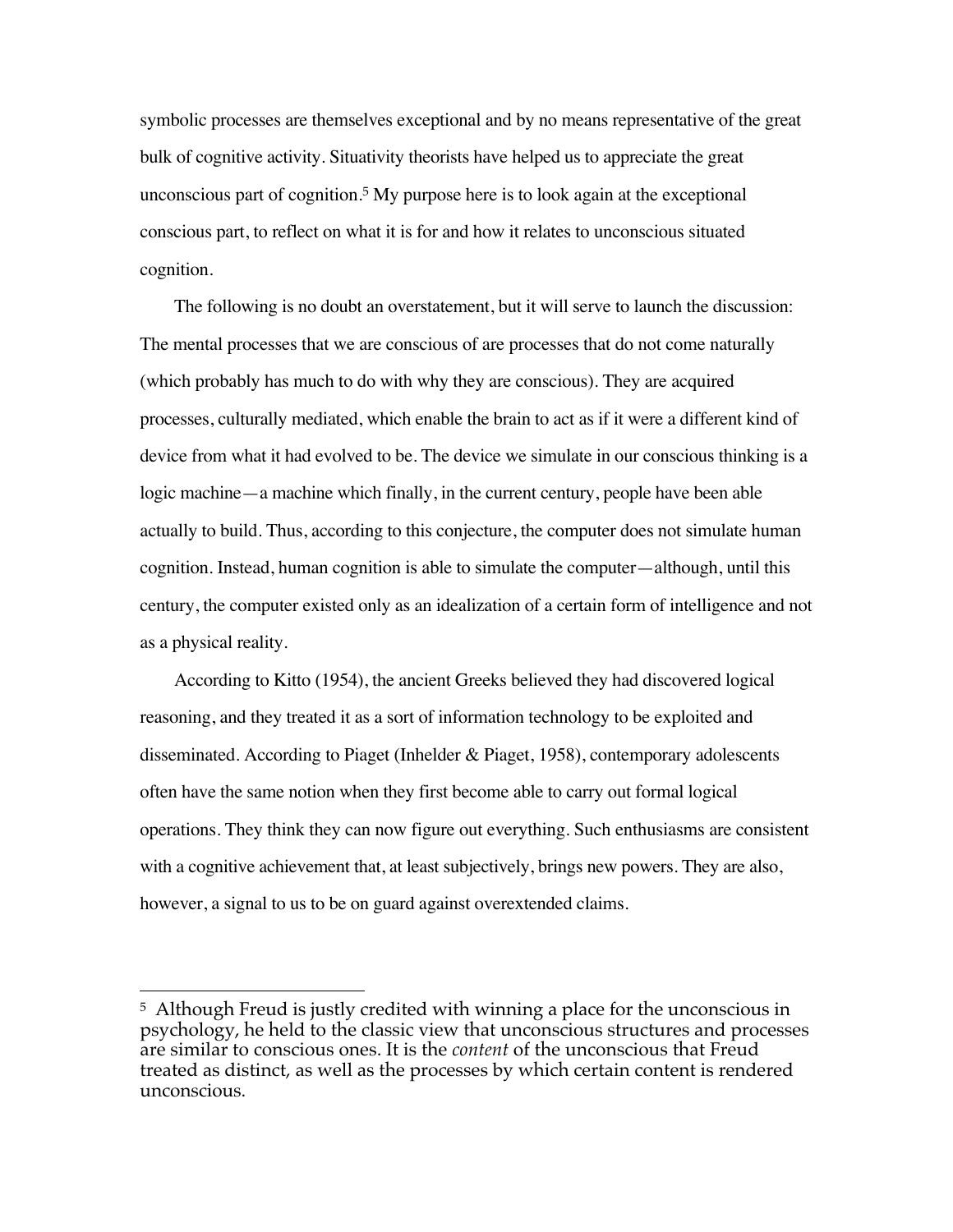symbolic processes are themselves exceptional and by no means representative of the great bulk of cognitive activity. Situativity theorists have helped us to appreciate the great unconscious part of cognition.[5] My purpose here is to look again at the exceptional conscious part, to reflect on what it is for and how it relates to unconscious situated cognition.

The following is no doubt an overstatement, but it will serve to launch the discussion: The mental processes that we are conscious of are processes that do not come naturally (which probably has much to do with why they are conscious). They are acquired processes, culturally mediated, which enable the brain to act as if it were a different kind of device from what it had evolved to be. The device we simulate in our conscious thinking is a logic machine—a machine which finally, in the current century, people have been able actually to build. Thus, according to this conjecture, the computer does not simulate human cognition. Instead, human cognition is able to simulate the computer—although, until this century, the computer existed only as an idealization of a certain form of intelligence and not as a physical reality.

According to Kitto (1954), the ancient Greeks believed they had discovered logical reasoning, and they treated it as a sort of information technology to be exploited and disseminated. According to Piaget (Inhelder & Piaget, 1958), contemporary adolescents often have the same notion when they first become able to carry out formal logical operations. They think they can now figure out everything. Such enthusiasms are consistent with a cognitive achievement that, at least subjectively, brings new powers. They are also, however, a signal to us to be on guard against overextended claims.

---

[5] Although Freud is justly credited with winning a place for the unconscious in psychology, he held to the classic view that unconscious structures and processes are similar to conscious ones. It is the *content* of the unconscious that Freud treated as distinct, as well as the processes by which certain content is rendered unconscious.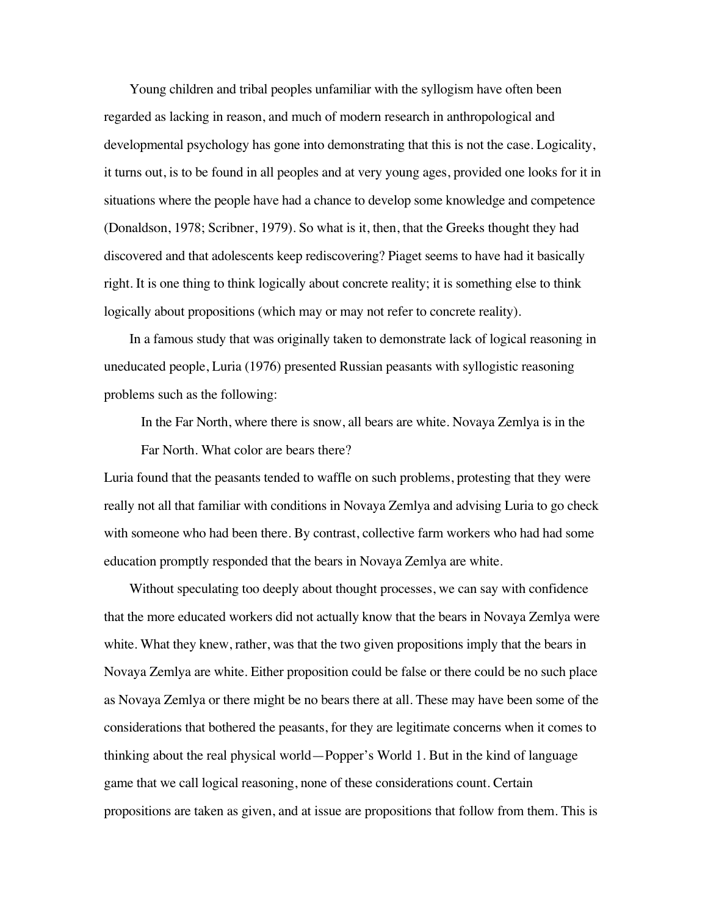Young children and tribal peoples unfamiliar with the syllogism have often been regarded as lacking in reason, and much of modern research in anthropological and developmental psychology has gone into demonstrating that this is not the case. Logicality, it turns out, is to be found in all peoples and at very young ages, provided one looks for it in situations where the people have had a chance to develop some knowledge and competence (Donaldson, 1978; Scribner, 1979). So what is it, then, that the Greeks thought they had discovered and that adolescents keep rediscovering? Piaget seems to have had it basically right. It is one thing to think logically about concrete reality; it is something else to think logically about propositions (which may or may not refer to concrete reality).

In a famous study that was originally taken to demonstrate lack of logical reasoning in uneducated people, Luria (1976) presented Russian peasants with syllogistic reasoning problems such as the following:

> In the Far North, where there is snow, all bears are white. Novaya Zemlya is in the Far North. What color are bears there?

Luria found that the peasants tended to waffle on such problems, protesting that they were really not all that familiar with conditions in Novaya Zemlya and advising Luria to go check with someone who had been there. By contrast, collective farm workers who had had some education promptly responded that the bears in Novaya Zemlya are white.

Without speculating too deeply about thought processes, we can say with confidence that the more educated workers did not actually know that the bears in Novaya Zemlya were white. What they knew, rather, was that the two given propositions imply that the bears in Novaya Zemlya are white. Either proposition could be false or there could be no such place as Novaya Zemlya or there might be no bears there at all. These may have been some of the considerations that bothered the peasants, for they are legitimate concerns when it comes to thinking about the real physical world—Popper's World 1. But in the kind of language game that we call logical reasoning, none of these considerations count. Certain propositions are taken as given, and at issue are propositions that follow from them. This is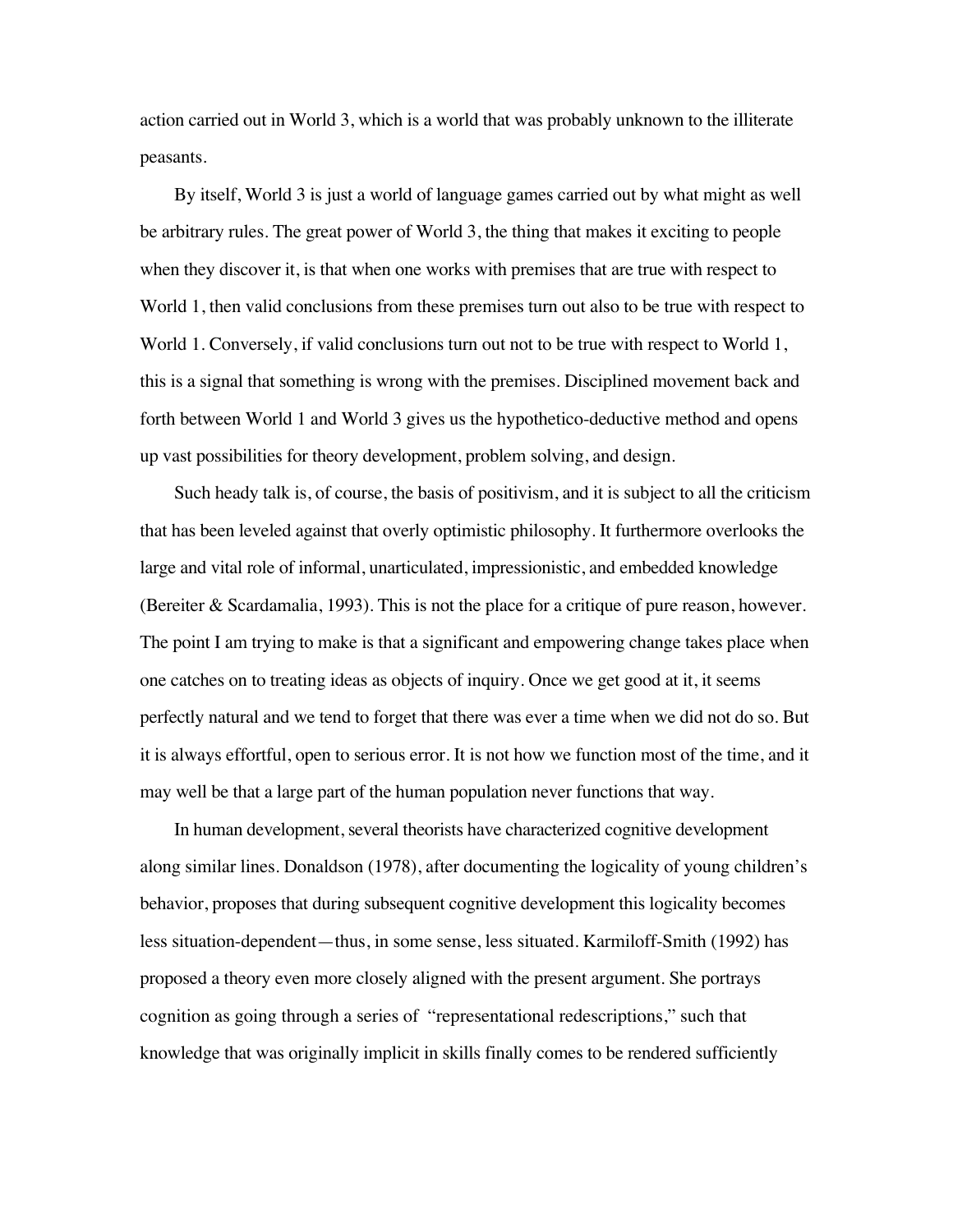action carried out in World 3, which is a world that was probably unknown to the illiterate peasants.

By itself, World 3 is just a world of language games carried out by what might as well be arbitrary rules. The great power of World 3, the thing that makes it exciting to people when they discover it, is that when one works with premises that are true with respect to World 1, then valid conclusions from these premises turn out also to be true with respect to World 1. Conversely, if valid conclusions turn out not to be true with respect to World 1, this is a signal that something is wrong with the premises. Disciplined movement back and forth between World 1 and World 3 gives us the hypothetico-deductive method and opens up vast possibilities for theory development, problem solving, and design.

Such heady talk is, of course, the basis of positivism, and it is subject to all the criticism that has been leveled against that overly optimistic philosophy. It furthermore overlooks the large and vital role of informal, unarticulated, impressionistic, and embedded knowledge (Bereiter & Scardamalia, 1993). This is not the place for a critique of pure reason, however. The point I am trying to make is that a significant and empowering change takes place when one catches on to treating ideas as objects of inquiry. Once we get good at it, it seems perfectly natural and we tend to forget that there was ever a time when we did not do so. But it is always effortful, open to serious error. It is not how we function most of the time, and it may well be that a large part of the human population never functions that way.

In human development, several theorists have characterized cognitive development along similar lines. Donaldson (1978), after documenting the logicality of young children's behavior, proposes that during subsequent cognitive development this logicality becomes less situation-dependent—thus, in some sense, less situated. Karmiloff-Smith (1992) has proposed a theory even more closely aligned with the present argument. She portrays cognition as going through a series of "representational redescriptions," such that knowledge that was originally implicit in skills finally comes to be rendered sufficiently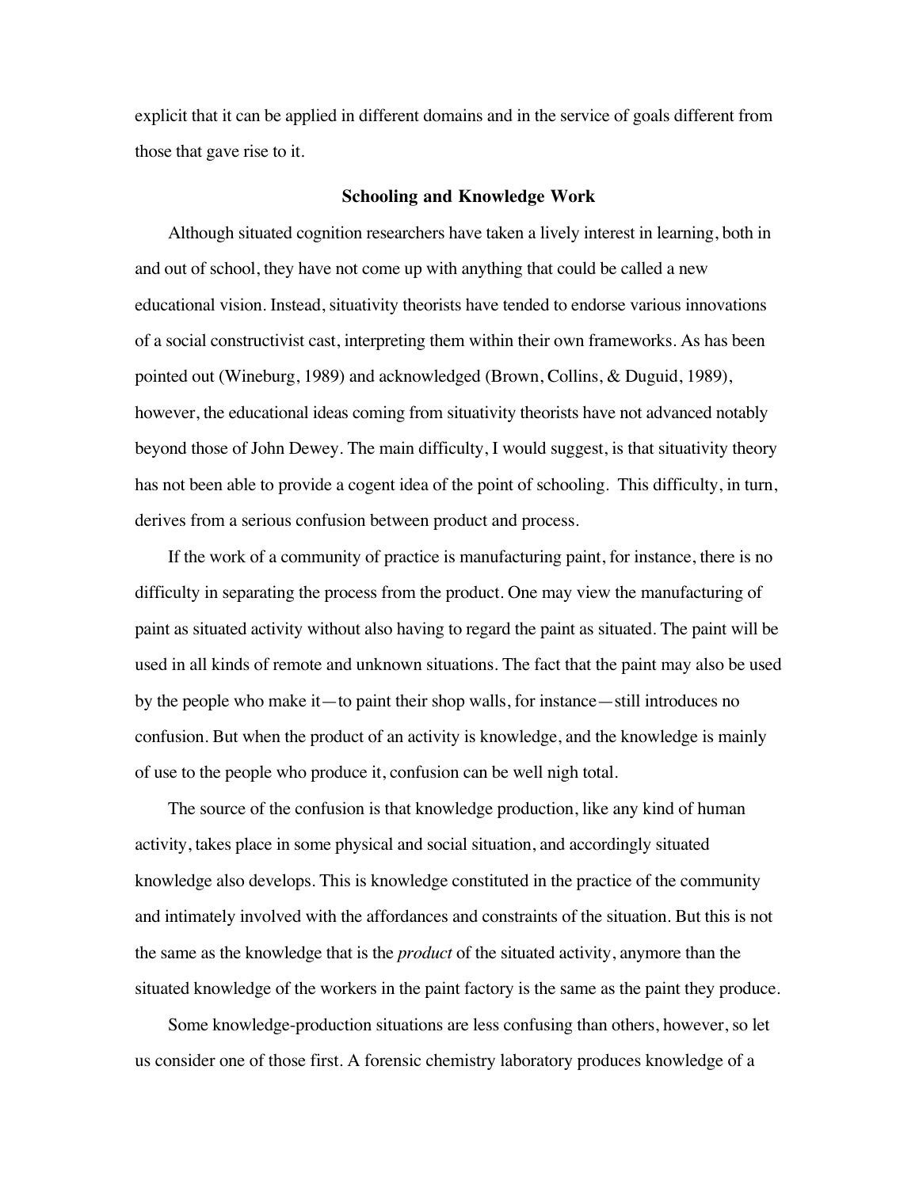explicit that it can be applied in different domains and in the service of goals different from those that gave rise to it.

## Schooling and Knowledge Work

Although situated cognition researchers have taken a lively interest in learning, both in and out of school, they have not come up with anything that could be called a new educational vision. Instead, situativity theorists have tended to endorse various innovations of a social constructivist cast, interpreting them within their own frameworks. As has been pointed out (Wineburg, 1989) and acknowledged (Brown, Collins, & Duguid, 1989), however, the educational ideas coming from situativity theorists have not advanced notably beyond those of John Dewey. The main difficulty, I would suggest, is that situativity theory has not been able to provide a cogent idea of the point of schooling. This difficulty, in turn, derives from a serious confusion between product and process.

If the work of a community of practice is manufacturing paint, for instance, there is no difficulty in separating the process from the product. One may view the manufacturing of paint as situated activity without also having to regard the paint as situated. The paint will be used in all kinds of remote and unknown situations. The fact that the paint may also be used by the people who make it—to paint their shop walls, for instance—still introduces no confusion. But when the product of an activity is knowledge, and the knowledge is mainly of use to the people who produce it, confusion can be well nigh total.

The source of the confusion is that knowledge production, like any kind of human activity, takes place in some physical and social situation, and accordingly situated knowledge also develops. This is knowledge constituted in the practice of the community and intimately involved with the affordances and constraints of the situation. But this is not the same as the knowledge that is the *product* of the situated activity, anymore than the situated knowledge of the workers in the paint factory is the same as the paint they produce.

Some knowledge-production situations are less confusing than others, however, so let us consider one of those first. A forensic chemistry laboratory produces knowledge of a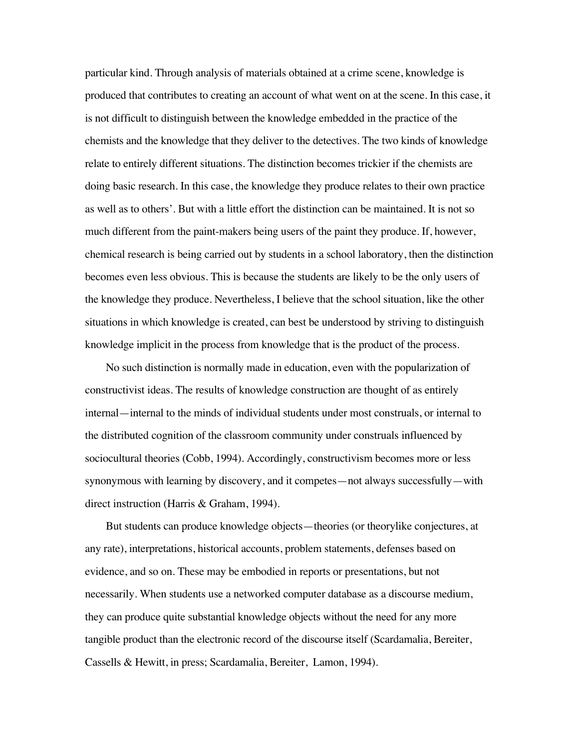particular kind. Through analysis of materials obtained at a crime scene, knowledge is produced that contributes to creating an account of what went on at the scene. In this case, it is not difficult to distinguish between the knowledge embedded in the practice of the chemists and the knowledge that they deliver to the detectives. The two kinds of knowledge relate to entirely different situations. The distinction becomes trickier if the chemists are doing basic research. In this case, the knowledge they produce relates to their own practice as well as to others'. But with a little effort the distinction can be maintained. It is not so much different from the paint-makers being users of the paint they produce. If, however, chemical research is being carried out by students in a school laboratory, then the distinction becomes even less obvious. This is because the students are likely to be the only users of the knowledge they produce. Nevertheless, I believe that the school situation, like the other situations in which knowledge is created, can best be understood by striving to distinguish knowledge implicit in the process from knowledge that is the product of the process.

No such distinction is normally made in education, even with the popularization of constructivist ideas. The results of knowledge construction are thought of as entirely internal—internal to the minds of individual students under most construals, or internal to the distributed cognition of the classroom community under construals influenced by sociocultural theories (Cobb, 1994). Accordingly, constructivism becomes more or less synonymous with learning by discovery, and it competes—not always successfully—with direct instruction (Harris & Graham, 1994).

But students can produce knowledge objects—theories (or theorylike conjectures, at any rate), interpretations, historical accounts, problem statements, defenses based on evidence, and so on. These may be embodied in reports or presentations, but not necessarily. When students use a networked computer database as a discourse medium, they can produce quite substantial knowledge objects without the need for any more tangible product than the electronic record of the discourse itself (Scardamalia, Bereiter, Cassells & Hewitt, in press; Scardamalia, Bereiter, Lamon, 1994).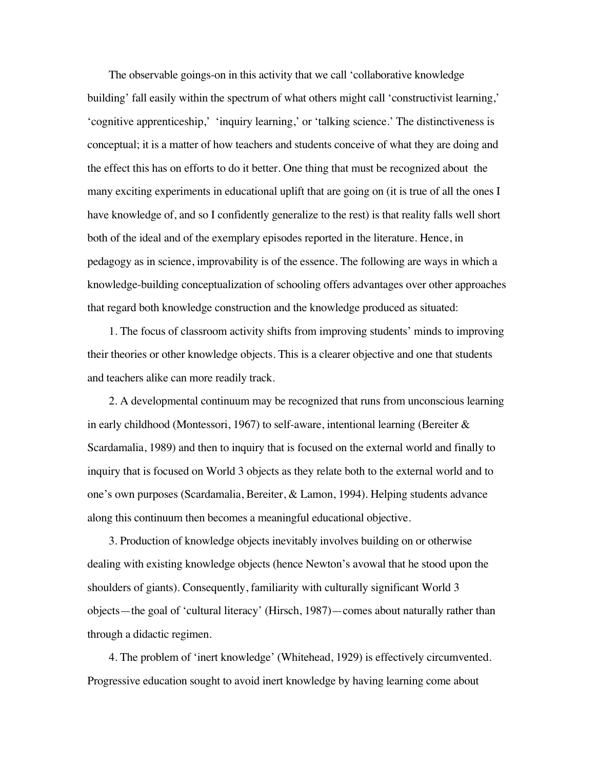The observable goings-on in this activity that we call 'collaborative knowledge building' fall easily within the spectrum of what others might call 'constructivist learning,' 'cognitive apprenticeship,' 'inquiry learning,' or 'talking science.' The distinctiveness is conceptual; it is a matter of how teachers and students conceive of what they are doing and the effect this has on efforts to do it better. One thing that must be recognized about the many exciting experiments in educational uplift that are going on (it is true of all the ones I have knowledge of, and so I confidently generalize to the rest) is that reality falls well short both of the ideal and of the exemplary episodes reported in the literature. Hence, in pedagogy as in science, improvability is of the essence. The following are ways in which a knowledge-building conceptualization of schooling offers advantages over other approaches that regard both knowledge construction and the knowledge produced as situated:

1. The focus of classroom activity shifts from improving students' minds to improving their theories or other knowledge objects. This is a clearer objective and one that students and teachers alike can more readily track.

2. A developmental continuum may be recognized that runs from unconscious learning in early childhood (Montessori, 1967) to self-aware, intentional learning (Bereiter & Scardamalia, 1989) and then to inquiry that is focused on the external world and finally to inquiry that is focused on World 3 objects as they relate both to the external world and to one's own purposes (Scardamalia, Bereiter, & Lamon, 1994). Helping students advance along this continuum then becomes a meaningful educational objective.

3. Production of knowledge objects inevitably involves building on or otherwise dealing with existing knowledge objects (hence Newton's avowal that he stood upon the shoulders of giants). Consequently, familiarity with culturally significant World 3 objects—the goal of 'cultural literacy' (Hirsch, 1987)—comes about naturally rather than through a didactic regimen.

4. The problem of 'inert knowledge' (Whitehead, 1929) is effectively circumvented. Progressive education sought to avoid inert knowledge by having learning come about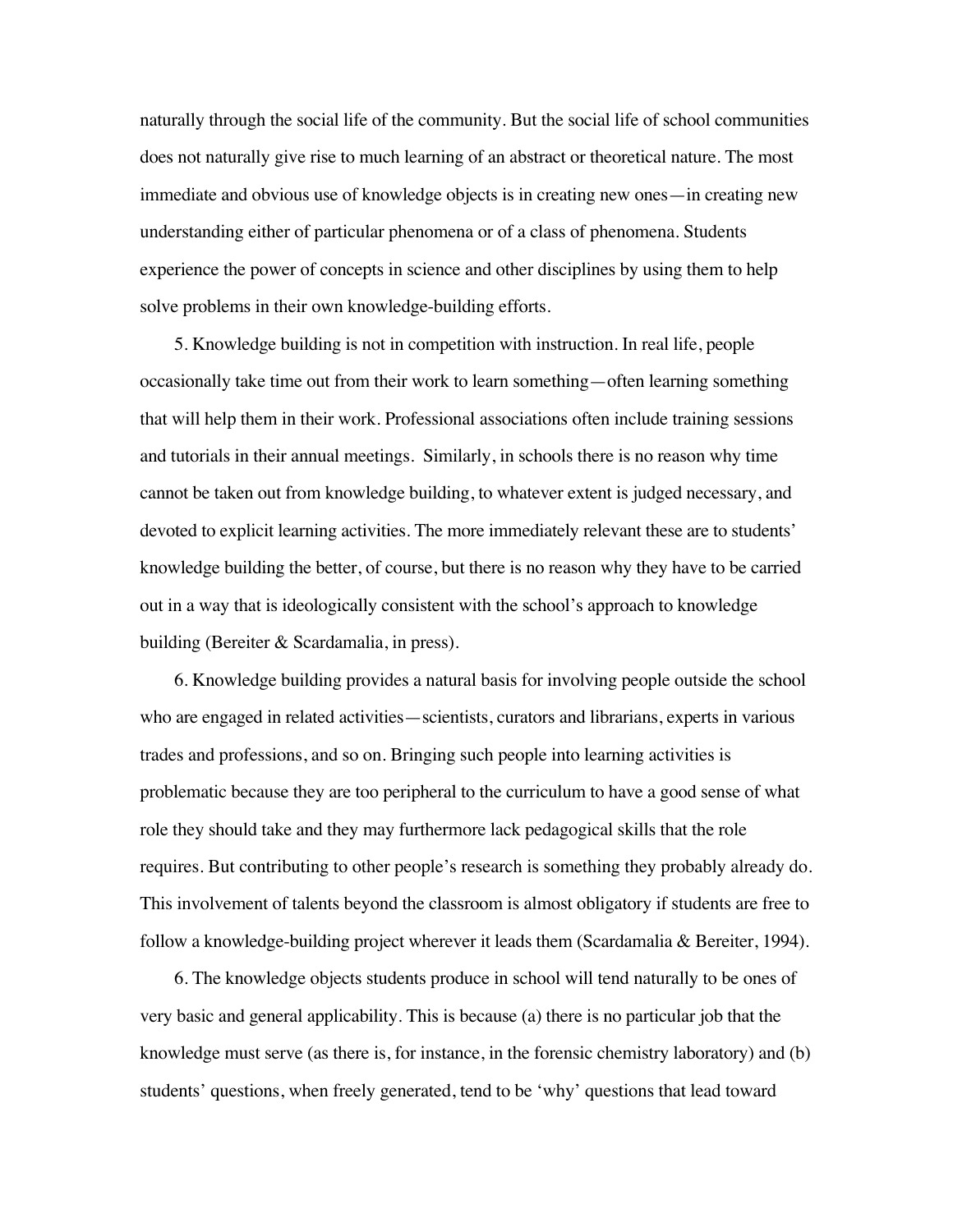naturally through the social life of the community. But the social life of school communities does not naturally give rise to much learning of an abstract or theoretical nature. The most immediate and obvious use of knowledge objects is in creating new ones—in creating new understanding either of particular phenomena or of a class of phenomena. Students experience the power of concepts in science and other disciplines by using them to help solve problems in their own knowledge-building efforts.

5. Knowledge building is not in competition with instruction. In real life, people occasionally take time out from their work to learn something—often learning something that will help them in their work. Professional associations often include training sessions and tutorials in their annual meetings. Similarly, in schools there is no reason why time cannot be taken out from knowledge building, to whatever extent is judged necessary, and devoted to explicit learning activities. The more immediately relevant these are to students' knowledge building the better, of course, but there is no reason why they have to be carried out in a way that is ideologically consistent with the school's approach to knowledge building (Bereiter & Scardamalia, in press).

6. Knowledge building provides a natural basis for involving people outside the school who are engaged in related activities—scientists, curators and librarians, experts in various trades and professions, and so on. Bringing such people into learning activities is problematic because they are too peripheral to the curriculum to have a good sense of what role they should take and they may furthermore lack pedagogical skills that the role requires. But contributing to other people's research is something they probably already do. This involvement of talents beyond the classroom is almost obligatory if students are free to follow a knowledge-building project wherever it leads them (Scardamalia & Bereiter, 1994).

6. The knowledge objects students produce in school will tend naturally to be ones of very basic and general applicability. This is because (a) there is no particular job that the knowledge must serve (as there is, for instance, in the forensic chemistry laboratory) and (b) students' questions, when freely generated, tend to be 'why' questions that lead toward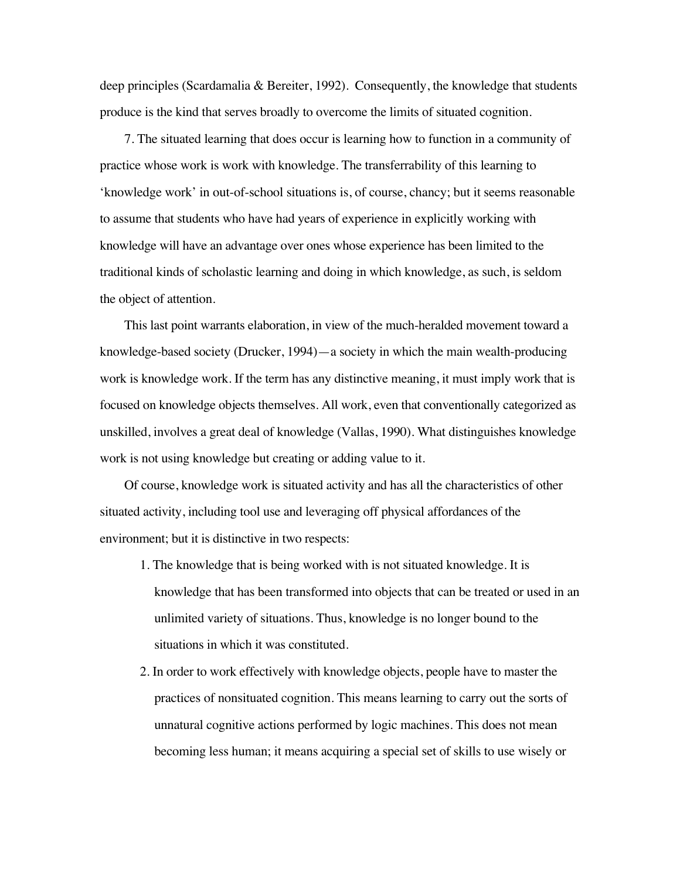deep principles (Scardamalia & Bereiter, 1992). Consequently, the knowledge that students produce is the kind that serves broadly to overcome the limits of situated cognition.

7. The situated learning that does occur is learning how to function in a community of practice whose work is work with knowledge. The transferrability of this learning to 'knowledge work' in out-of-school situations is, of course, chancy; but it seems reasonable to assume that students who have had years of experience in explicitly working with knowledge will have an advantage over ones whose experience has been limited to the traditional kinds of scholastic learning and doing in which knowledge, as such, is seldom the object of attention.

This last point warrants elaboration, in view of the much-heralded movement toward a knowledge-based society (Drucker, 1994)—a society in which the main wealth-producing work is knowledge work. If the term has any distinctive meaning, it must imply work that is focused on knowledge objects themselves. All work, even that conventionally categorized as unskilled, involves a great deal of knowledge (Vallas, 1990). What distinguishes knowledge work is not using knowledge but creating or adding value to it.

Of course, knowledge work is situated activity and has all the characteristics of other situated activity, including tool use and leveraging off physical affordances of the environment; but it is distinctive in two respects:

1. The knowledge that is being worked with is not situated knowledge. It is knowledge that has been transformed into objects that can be treated or used in an unlimited variety of situations. Thus, knowledge is no longer bound to the situations in which it was constituted.
2. In order to work effectively with knowledge objects, people have to master the practices of nonsituated cognition. This means learning to carry out the sorts of unnatural cognitive actions performed by logic machines. This does not mean becoming less human; it means acquiring a special set of skills to use wisely or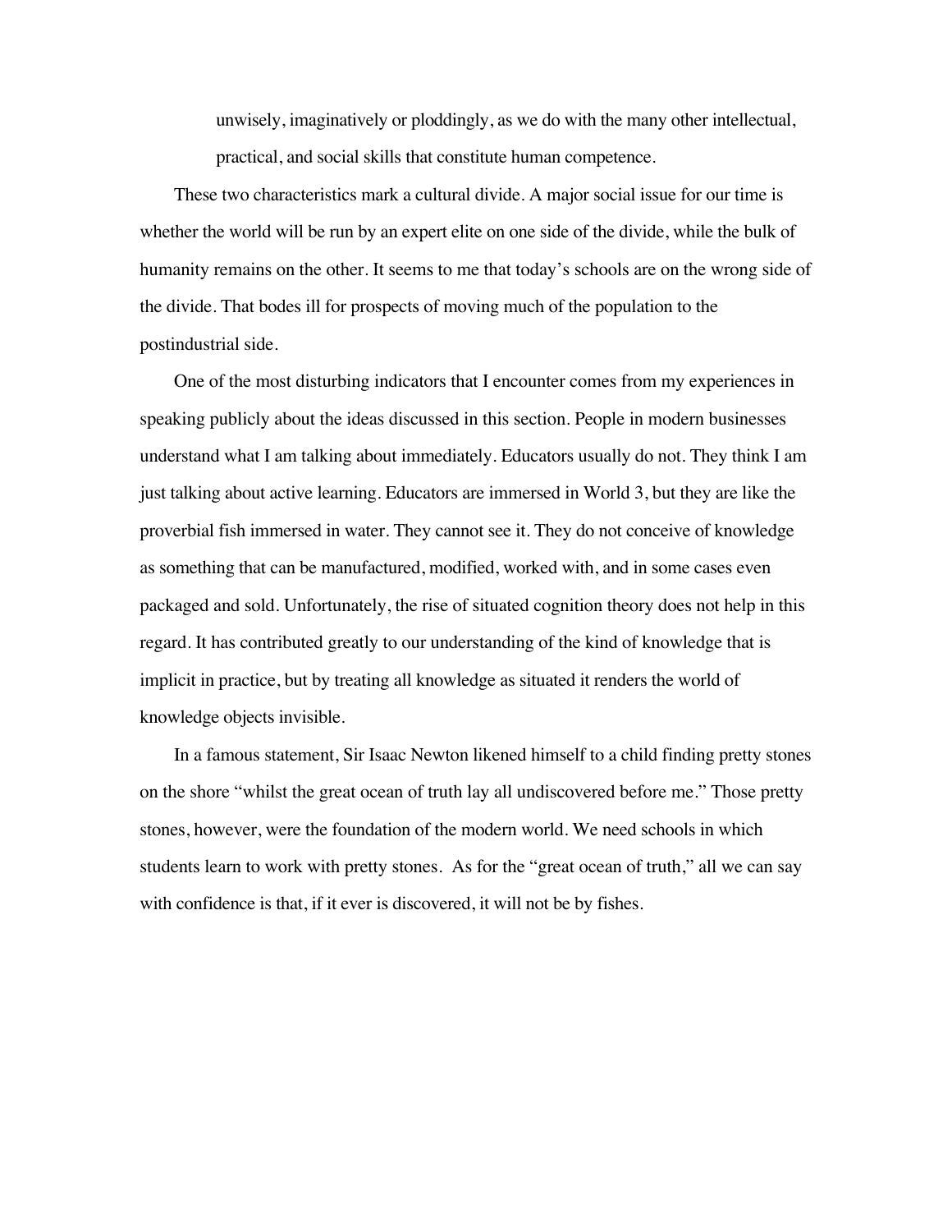> unwisely, imaginatively or ploddingly, as we do with the many other intellectual, practical, and social skills that constitute human competence.

These two characteristics mark a cultural divide. A major social issue for our time is whether the world will be run by an expert elite on one side of the divide, while the bulk of humanity remains on the other. It seems to me that today's schools are on the wrong side of the divide. That bodes ill for prospects of moving much of the population to the postindustrial side.

One of the most disturbing indicators that I encounter comes from my experiences in speaking publicly about the ideas discussed in this section. People in modern businesses understand what I am talking about immediately. Educators usually do not. They think I am just talking about active learning. Educators are immersed in World 3, but they are like the proverbial fish immersed in water. They cannot see it. They do not conceive of knowledge as something that can be manufactured, modified, worked with, and in some cases even packaged and sold. Unfortunately, the rise of situated cognition theory does not help in this regard. It has contributed greatly to our understanding of the kind of knowledge that is implicit in practice, but by treating all knowledge as situated it renders the world of knowledge objects invisible.

In a famous statement, Sir Isaac Newton likened himself to a child finding pretty stones on the shore "whilst the great ocean of truth lay all undiscovered before me." Those pretty stones, however, were the foundation of the modern world. We need schools in which students learn to work with pretty stones. As for the "great ocean of truth," all we can say with confidence is that, if it ever is discovered, it will not be by fishes.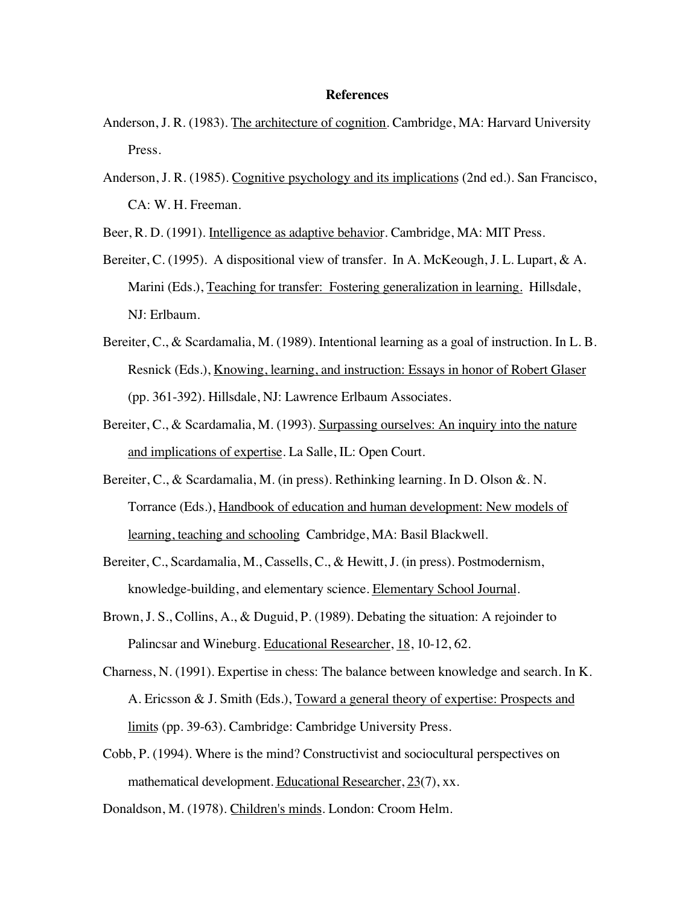## References

Anderson, J. R. (1983). The architecture of cognition. Cambridge, MA: Harvard University Press.

Anderson, J. R. (1985). Cognitive psychology and its implications (2nd ed.). San Francisco, CA: W. H. Freeman.

Beer, R. D. (1991). Intelligence as adaptive behavior. Cambridge, MA: MIT Press.

Bereiter, C. (1995). A dispositional view of transfer. In A. McKeough, J. L. Lupart, & A. Marini (Eds.), Teaching for transfer: Fostering generalization in learning. Hillsdale, NJ: Erlbaum.

Bereiter, C., & Scardamalia, M. (1989). Intentional learning as a goal of instruction. In L. B. Resnick (Eds.), Knowing, learning, and instruction: Essays in honor of Robert Glaser (pp. 361-392). Hillsdale, NJ: Lawrence Erlbaum Associates.

Bereiter, C., & Scardamalia, M. (1993). Surpassing ourselves: An inquiry into the nature and implications of expertise. La Salle, IL: Open Court.

Bereiter, C., & Scardamalia, M. (in press). Rethinking learning. In D. Olson &. N. Torrance (Eds.), Handbook of education and human development: New models of learning, teaching and schooling Cambridge, MA: Basil Blackwell.

Bereiter, C., Scardamalia, M., Cassells, C., & Hewitt, J. (in press). Postmodernism, knowledge-building, and elementary science. Elementary School Journal.

Brown, J. S., Collins, A., & Duguid, P. (1989). Debating the situation: A rejoinder to Palincsar and Wineburg. Educational Researcher, 18, 10-12, 62.

Charness, N. (1991). Expertise in chess: The balance between knowledge and search. In K. A. Ericsson & J. Smith (Eds.), Toward a general theory of expertise: Prospects and limits (pp. 39-63). Cambridge: Cambridge University Press.

Cobb, P. (1994). Where is the mind? Constructivist and sociocultural perspectives on mathematical development. Educational Researcher, 23(7), xx.

Donaldson, M. (1978). Children's minds. London: Croom Helm.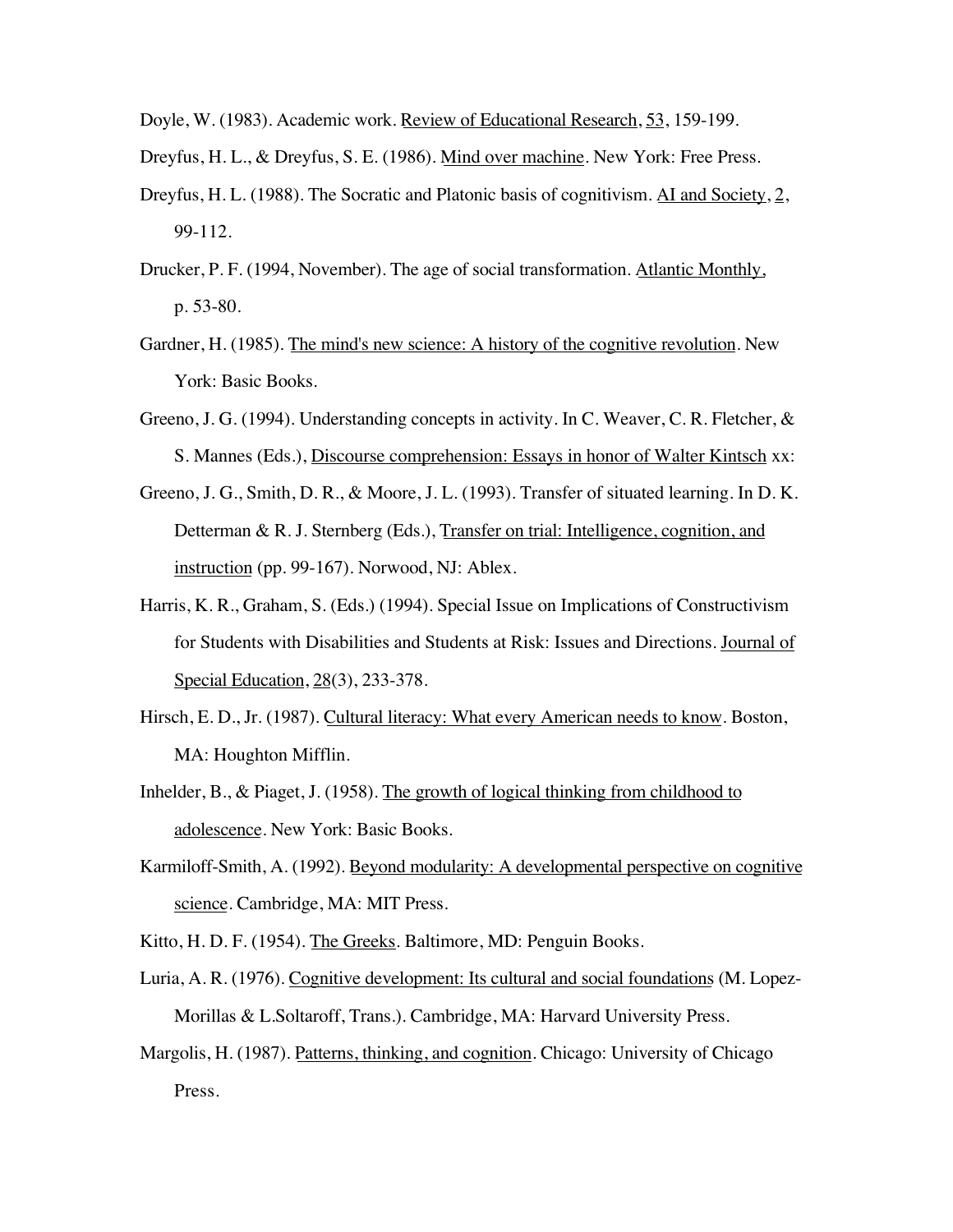Doyle, W. (1983). Academic work. Review of Educational Research, 53, 159-199.

Dreyfus, H. L., & Dreyfus, S. E. (1986). Mind over machine. New York: Free Press.

Dreyfus, H. L. (1988). The Socratic and Platonic basis of cognitivism. AI and Society, 2, 99-112.

Drucker, P. F. (1994, November). The age of social transformation. Atlantic Monthly, p. 53-80.

Gardner, H. (1985). The mind's new science: A history of the cognitive revolution. New York: Basic Books.

Greeno, J. G. (1994). Understanding concepts in activity. In C. Weaver, C. R. Fletcher, & S. Mannes (Eds.), Discourse comprehension: Essays in honor of Walter Kintsch xx:

Greeno, J. G., Smith, D. R., & Moore, J. L. (1993). Transfer of situated learning. In D. K. Detterman & R. J. Sternberg (Eds.), Transfer on trial: Intelligence, cognition, and instruction (pp. 99-167). Norwood, NJ: Ablex.

Harris, K. R., Graham, S. (Eds.) (1994). Special Issue on Implications of Constructivism for Students with Disabilities and Students at Risk: Issues and Directions. Journal of Special Education, 28(3), 233-378.

Hirsch, E. D., Jr. (1987). Cultural literacy: What every American needs to know. Boston, MA: Houghton Mifflin.

Inhelder, B., & Piaget, J. (1958). The growth of logical thinking from childhood to adolescence. New York: Basic Books.

Karmiloff-Smith, A. (1992). Beyond modularity: A developmental perspective on cognitive science. Cambridge, MA: MIT Press.

Kitto, H. D. F. (1954). The Greeks. Baltimore, MD: Penguin Books.

Luria, A. R. (1976). Cognitive development: Its cultural and social foundations (M. Lopez-Morillas & L.Soltaroff, Trans.). Cambridge, MA: Harvard University Press.

Margolis, H. (1987). Patterns, thinking, and cognition. Chicago: University of Chicago Press.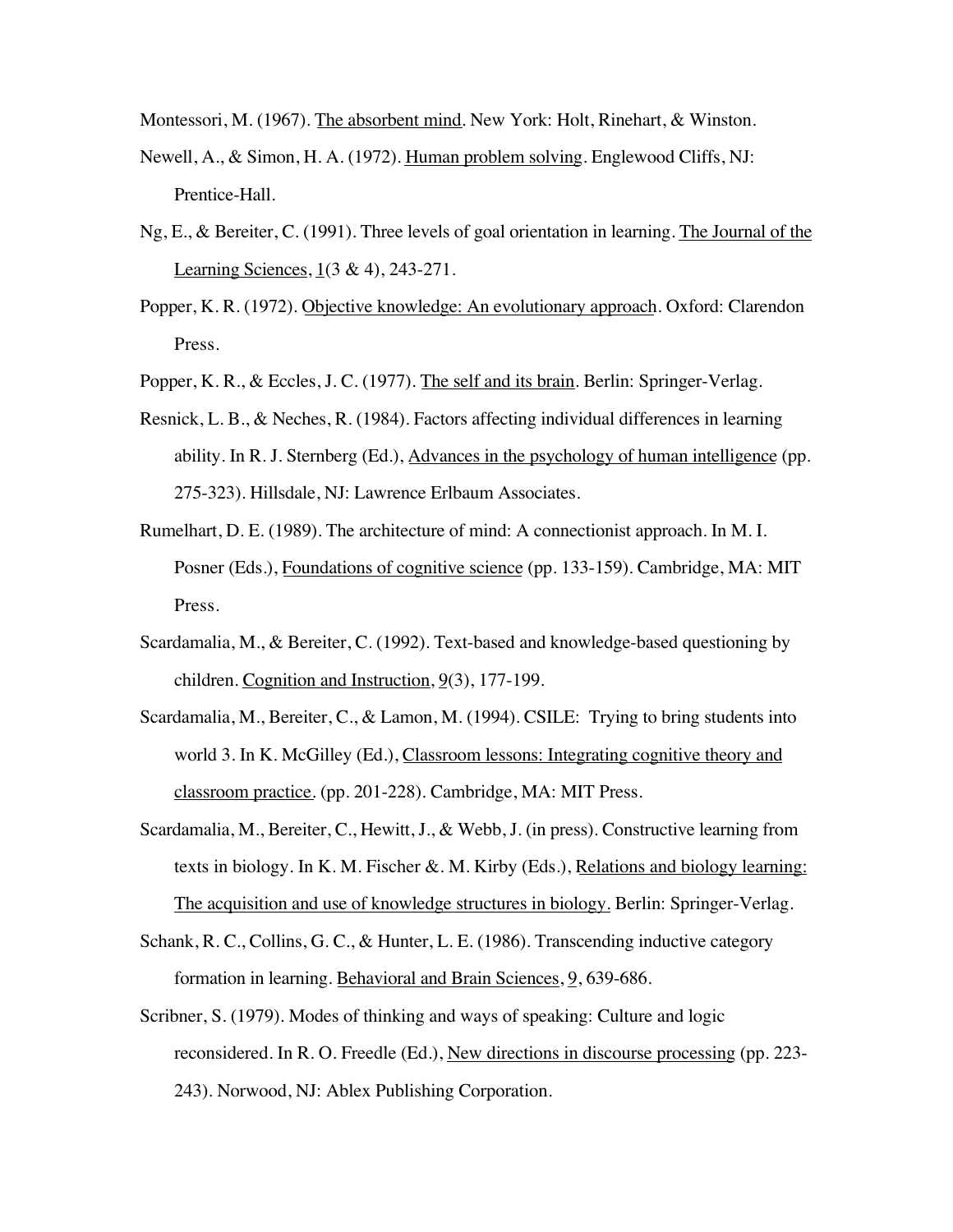Montessori, M. (1967). The absorbent mind. New York: Holt, Rinehart, & Winston.

Newell, A., & Simon, H. A. (1972). Human problem solving. Englewood Cliffs, NJ: Prentice-Hall.

Ng, E., & Bereiter, C. (1991). Three levels of goal orientation in learning. The Journal of the Learning Sciences, 1(3 & 4), 243-271.

Popper, K. R. (1972). Objective knowledge: An evolutionary approach. Oxford: Clarendon Press.

Popper, K. R., & Eccles, J. C. (1977). The self and its brain. Berlin: Springer-Verlag.

Resnick, L. B., & Neches, R. (1984). Factors affecting individual differences in learning ability. In R. J. Sternberg (Ed.), Advances in the psychology of human intelligence (pp. 275-323). Hillsdale, NJ: Lawrence Erlbaum Associates.

Rumelhart, D. E. (1989). The architecture of mind: A connectionist approach. In M. I. Posner (Eds.), Foundations of cognitive science (pp. 133-159). Cambridge, MA: MIT Press.

Scardamalia, M., & Bereiter, C. (1992). Text-based and knowledge-based questioning by children. Cognition and Instruction, 9(3), 177-199.

Scardamalia, M., Bereiter, C., & Lamon, M. (1994). CSILE: Trying to bring students into world 3. In K. McGilley (Ed.), Classroom lessons: Integrating cognitive theory and classroom practice. (pp. 201-228). Cambridge, MA: MIT Press.

Scardamalia, M., Bereiter, C., Hewitt, J., & Webb, J. (in press). Constructive learning from texts in biology. In K. M. Fischer &. M. Kirby (Eds.), Relations and biology learning: The acquisition and use of knowledge structures in biology. Berlin: Springer-Verlag.

Schank, R. C., Collins, G. C., & Hunter, L. E. (1986). Transcending inductive category formation in learning. Behavioral and Brain Sciences, 9, 639-686.

Scribner, S. (1979). Modes of thinking and ways of speaking: Culture and logic reconsidered. In R. O. Freedle (Ed.), New directions in discourse processing (pp. 223-243). Norwood, NJ: Ablex Publishing Corporation.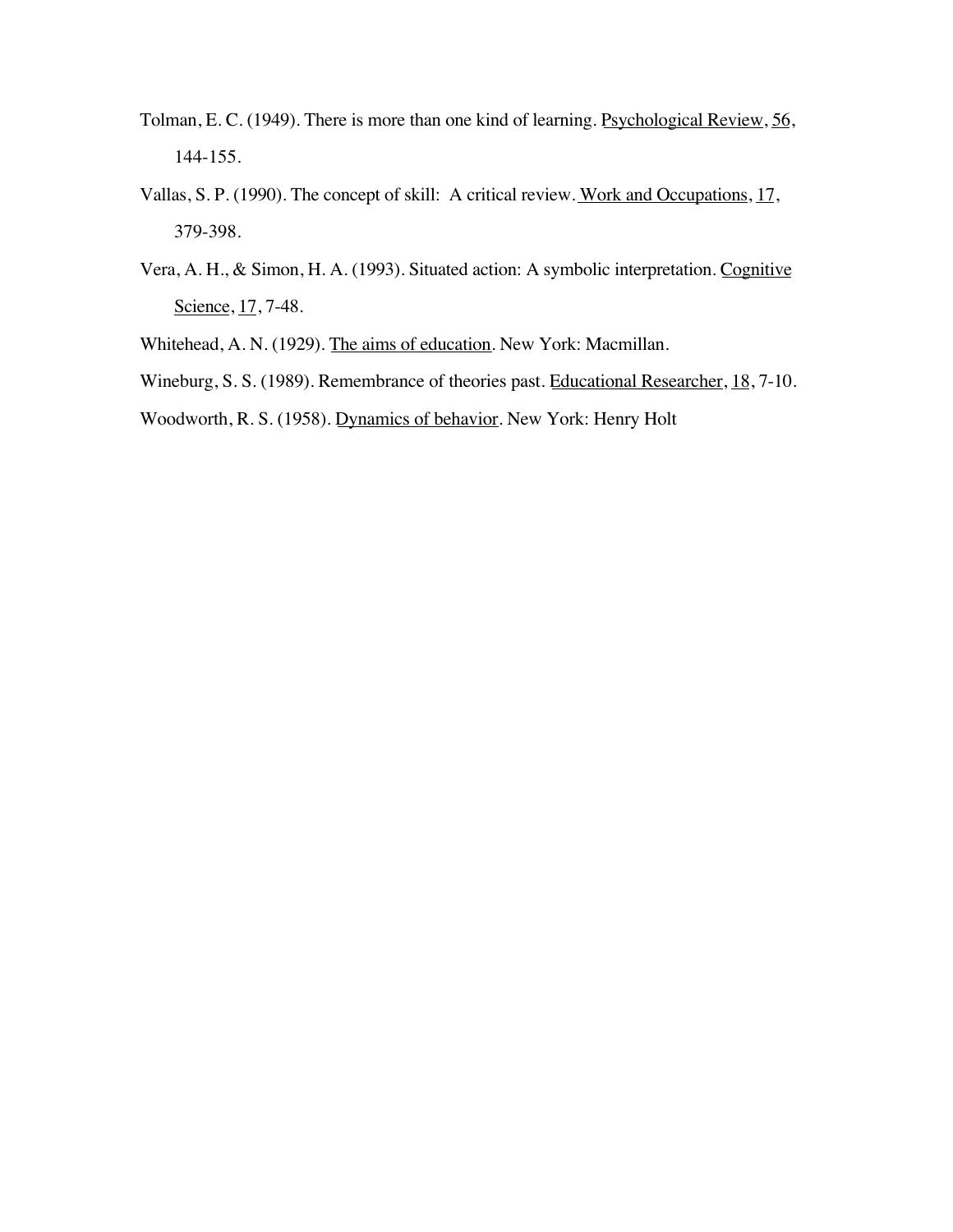Tolman, E. C. (1949). There is more than one kind of learning. Psychological Review, 56, 144-155.

Vallas, S. P. (1990). The concept of skill: A critical review. Work and Occupations, 17, 379-398.

Vera, A. H., & Simon, H. A. (1993). Situated action: A symbolic interpretation. Cognitive Science, 17, 7-48.

Whitehead, A. N. (1929). The aims of education. New York: Macmillan.

Wineburg, S. S. (1989). Remembrance of theories past. Educational Researcher, 18, 7-10.

Woodworth, R. S. (1958). Dynamics of behavior. New York: Henry Holt